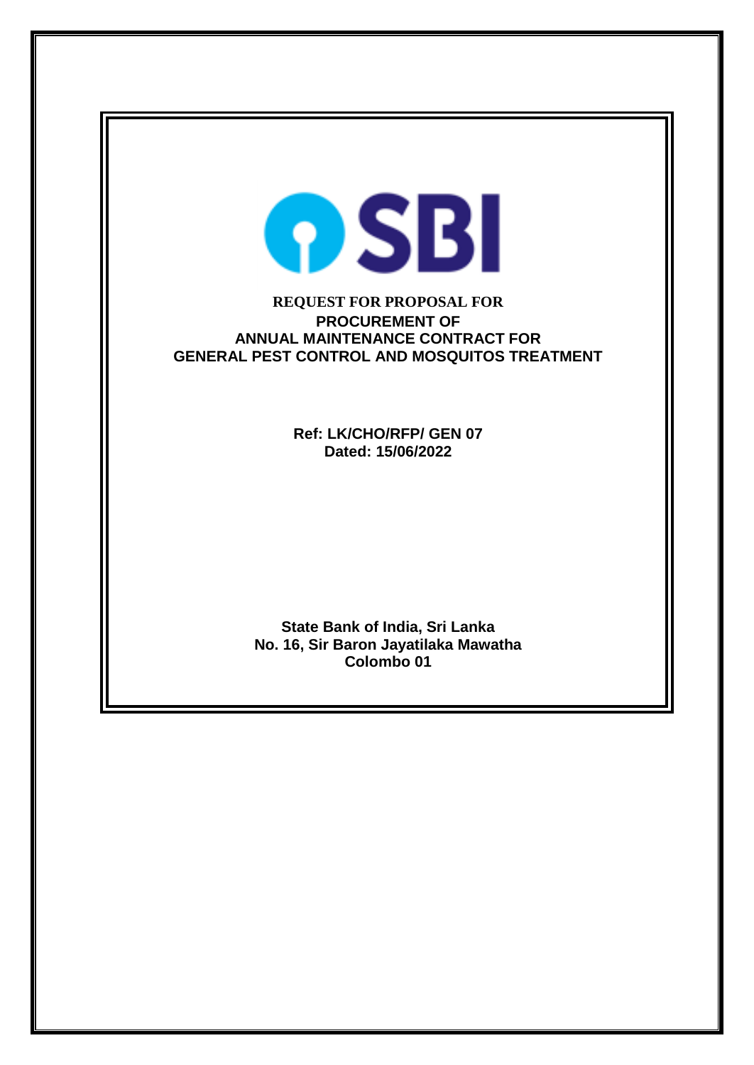**SBI**

# REQUEST FOR PROPOSAL FOR PROCUREMENT OF ANNUAL MAINTENANCE CONTRACT FOR GENERAL PEST CONTROL AND MOSQUITOS TREATMENT

**Ref: LK/CHO/RFP/ GEN 07**
**Dated: 15/06/2022**

**State Bank of India, Sri Lanka**
**No. 16, Sir Baron Jayatilaka Mawatha**
**Colombo 01**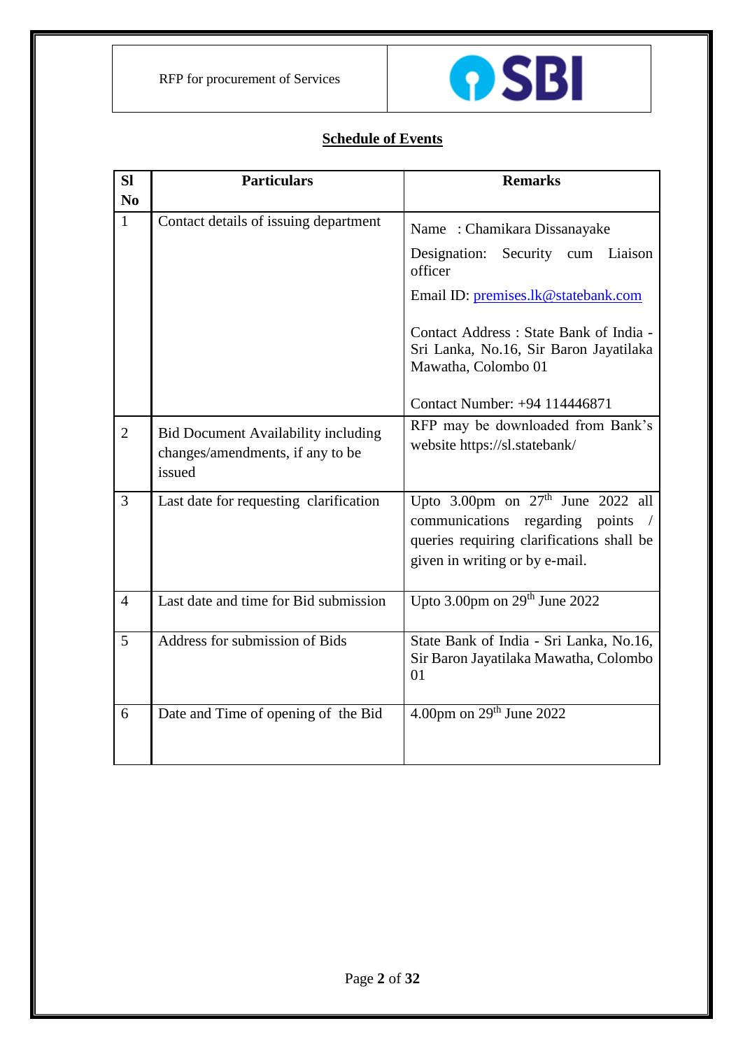## Schedule of Events

| Sl No | Particulars | Remarks |
|---|---|---|
| 1 | Contact details of issuing department | Name : Chamikara Dissanayake<br>Designation: Security cum Liaison officer<br>Email ID: premises.lk@statebank.com<br>Contact Address : State Bank of India - Sri Lanka, No.16, Sir Baron Jayatilaka Mawatha, Colombo 01<br>Contact Number: +94 114446871 |
| 2 | Bid Document Availability including changes/amendments, if any to be issued | RFP may be downloaded from Bank's website https://sl.statebank/ |
| 3 | Last date for requesting clarification | Upto 3.00pm on 27th June 2022 all communications regarding points / queries requiring clarifications shall be given in writing or by e-mail. |
| 4 | Last date and time for Bid submission | Upto 3.00pm on 29th June 2022 |
| 5 | Address for submission of Bids | State Bank of India - Sri Lanka, No.16, Sir Baron Jayatilaka Mawatha, Colombo 01 |
| 6 | Date and Time of opening of the Bid | 4.00pm on 29th June 2022 |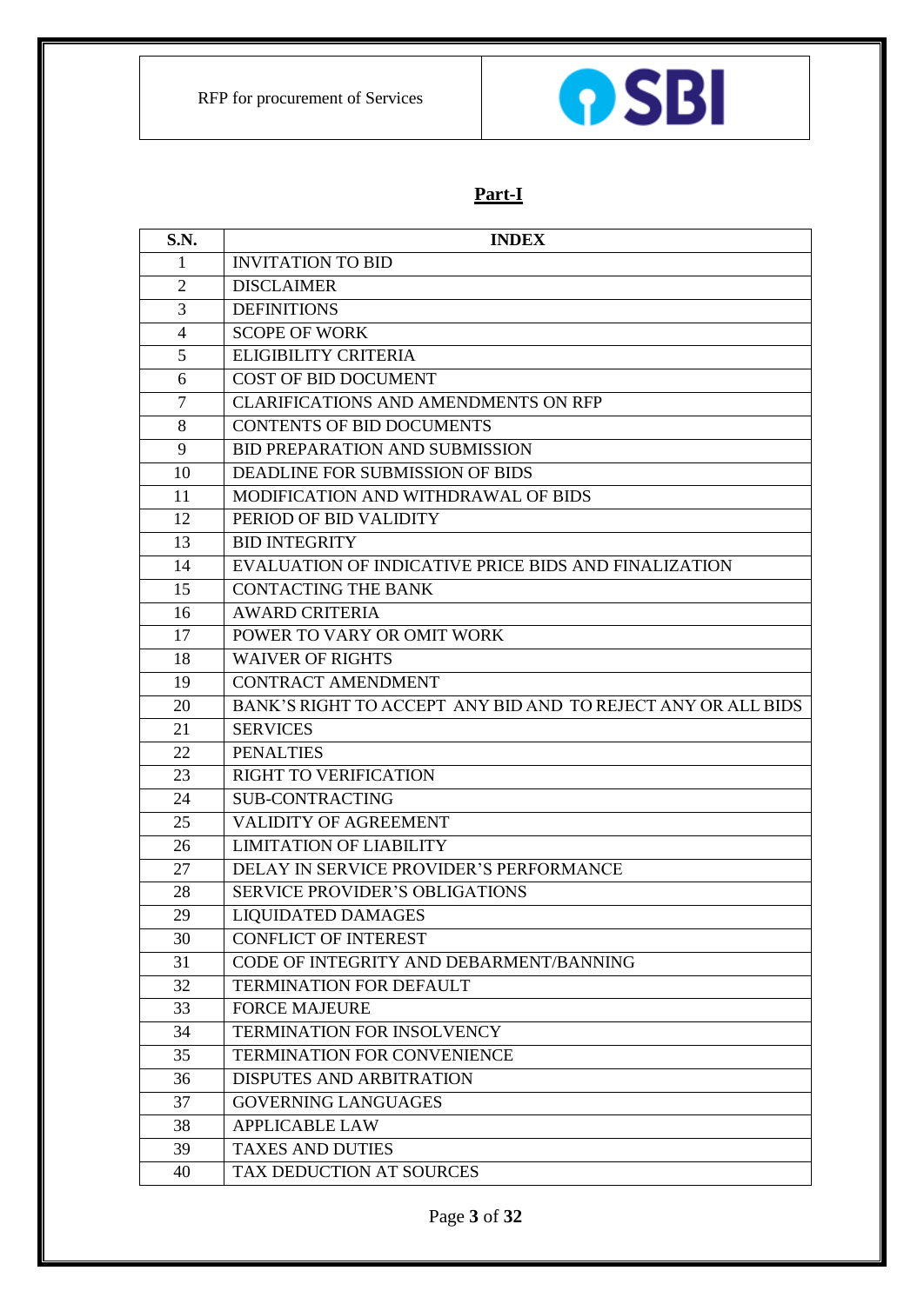## Part-I

| S.N. | INDEX |
|---|---|
| 1 | INVITATION TO BID |
| 2 | DISCLAIMER |
| 3 | DEFINITIONS |
| 4 | SCOPE OF WORK |
| 5 | ELIGIBILITY CRITERIA |
| 6 | COST OF BID DOCUMENT |
| 7 | CLARIFICATIONS AND AMENDMENTS ON RFP |
| 8 | CONTENTS OF BID DOCUMENTS |
| 9 | BID PREPARATION AND SUBMISSION |
| 10 | DEADLINE FOR SUBMISSION OF BIDS |
| 11 | MODIFICATION AND WITHDRAWAL OF BIDS |
| 12 | PERIOD OF BID VALIDITY |
| 13 | BID INTEGRITY |
| 14 | EVALUATION OF INDICATIVE PRICE BIDS AND FINALIZATION |
| 15 | CONTACTING THE BANK |
| 16 | AWARD CRITERIA |
| 17 | POWER TO VARY OR OMIT WORK |
| 18 | WAIVER OF RIGHTS |
| 19 | CONTRACT AMENDMENT |
| 20 | BANK'S RIGHT TO ACCEPT ANY BID AND TO REJECT ANY OR ALL BIDS |
| 21 | SERVICES |
| 22 | PENALTIES |
| 23 | RIGHT TO VERIFICATION |
| 24 | SUB-CONTRACTING |
| 25 | VALIDITY OF AGREEMENT |
| 26 | LIMITATION OF LIABILITY |
| 27 | DELAY IN SERVICE PROVIDER'S PERFORMANCE |
| 28 | SERVICE PROVIDER'S OBLIGATIONS |
| 29 | LIQUIDATED DAMAGES |
| 30 | CONFLICT OF INTEREST |
| 31 | CODE OF INTEGRITY AND DEBARMENT/BANNING |
| 32 | TERMINATION FOR DEFAULT |
| 33 | FORCE MAJEURE |
| 34 | TERMINATION FOR INSOLVENCY |
| 35 | TERMINATION FOR CONVENIENCE |
| 36 | DISPUTES AND ARBITRATION |
| 37 | GOVERNING LANGUAGES |
| 38 | APPLICABLE LAW |
| 39 | TAXES AND DUTIES |
| 40 | TAX DEDUCTION AT SOURCES |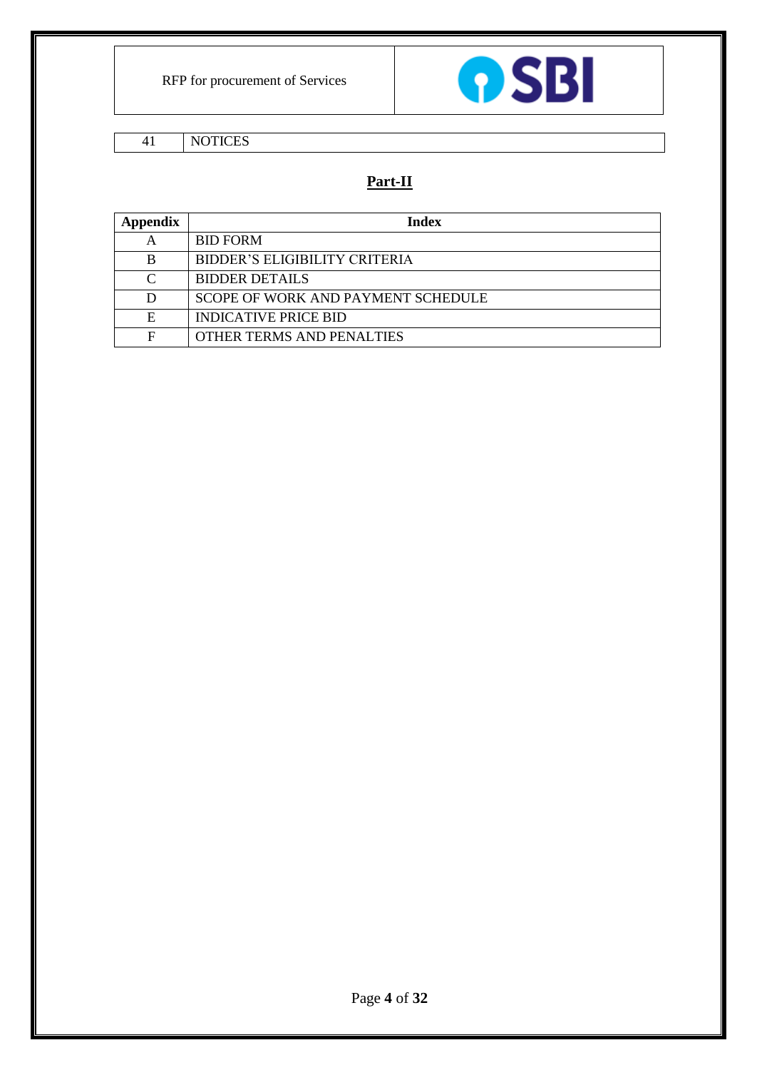| 41 | NOTICES |
|---|---|

## Part-II

| Appendix | Index |
|---|---|
| A | BID FORM |
| B | BIDDER'S ELIGIBILITY CRITERIA |
| C | BIDDER DETAILS |
| D | SCOPE OF WORK AND PAYMENT SCHEDULE |
| E | INDICATIVE PRICE BID |
| F | OTHER TERMS AND PENALTIES |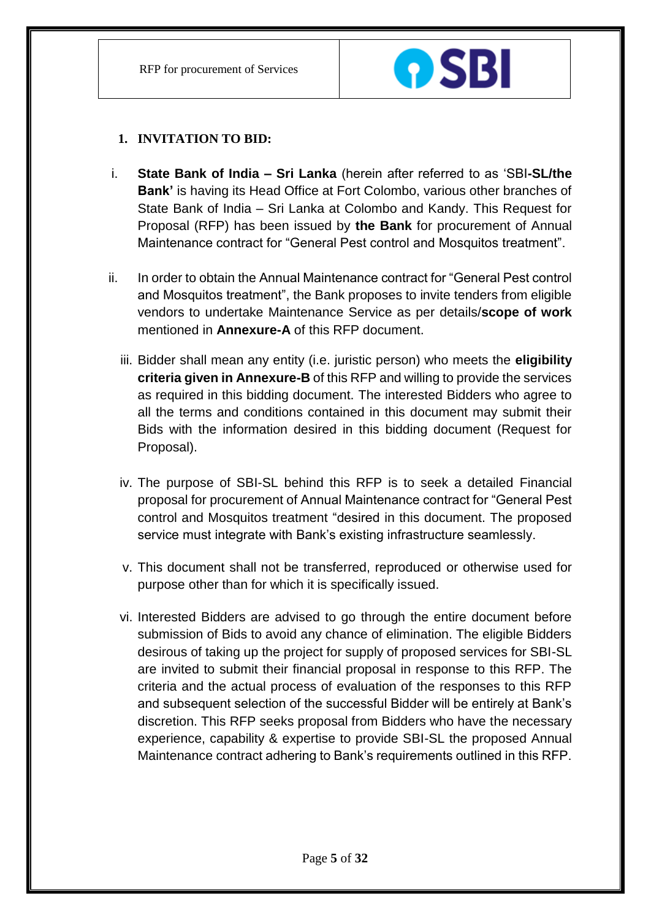## 1. INVITATION TO BID:

i. **State Bank of India – Sri Lanka** (herein after referred to as 'SBI**-SL/the Bank'** is having its Head Office at Fort Colombo, various other branches of State Bank of India – Sri Lanka at Colombo and Kandy. This Request for Proposal (RFP) has been issued by **the Bank** for procurement of Annual Maintenance contract for "General Pest control and Mosquitos treatment".

ii. In order to obtain the Annual Maintenance contract for "General Pest control and Mosquitos treatment", the Bank proposes to invite tenders from eligible vendors to undertake Maintenance Service as per details/**scope of work** mentioned in **Annexure-A** of this RFP document.

iii. Bidder shall mean any entity (i.e. juristic person) who meets the **eligibility criteria given in Annexure-B** of this RFP and willing to provide the services as required in this bidding document. The interested Bidders who agree to all the terms and conditions contained in this document may submit their Bids with the information desired in this bidding document (Request for Proposal).

iv. The purpose of SBI-SL behind this RFP is to seek a detailed Financial proposal for procurement of Annual Maintenance contract for "General Pest control and Mosquitos treatment "desired in this document. The proposed service must integrate with Bank's existing infrastructure seamlessly.

v. This document shall not be transferred, reproduced or otherwise used for purpose other than for which it is specifically issued.

vi. Interested Bidders are advised to go through the entire document before submission of Bids to avoid any chance of elimination. The eligible Bidders desirous of taking up the project for supply of proposed services for SBI-SL are invited to submit their financial proposal in response to this RFP. The criteria and the actual process of evaluation of the responses to this RFP and subsequent selection of the successful Bidder will be entirely at Bank's discretion. This RFP seeks proposal from Bidders who have the necessary experience, capability & expertise to provide SBI-SL the proposed Annual Maintenance contract adhering to Bank's requirements outlined in this RFP.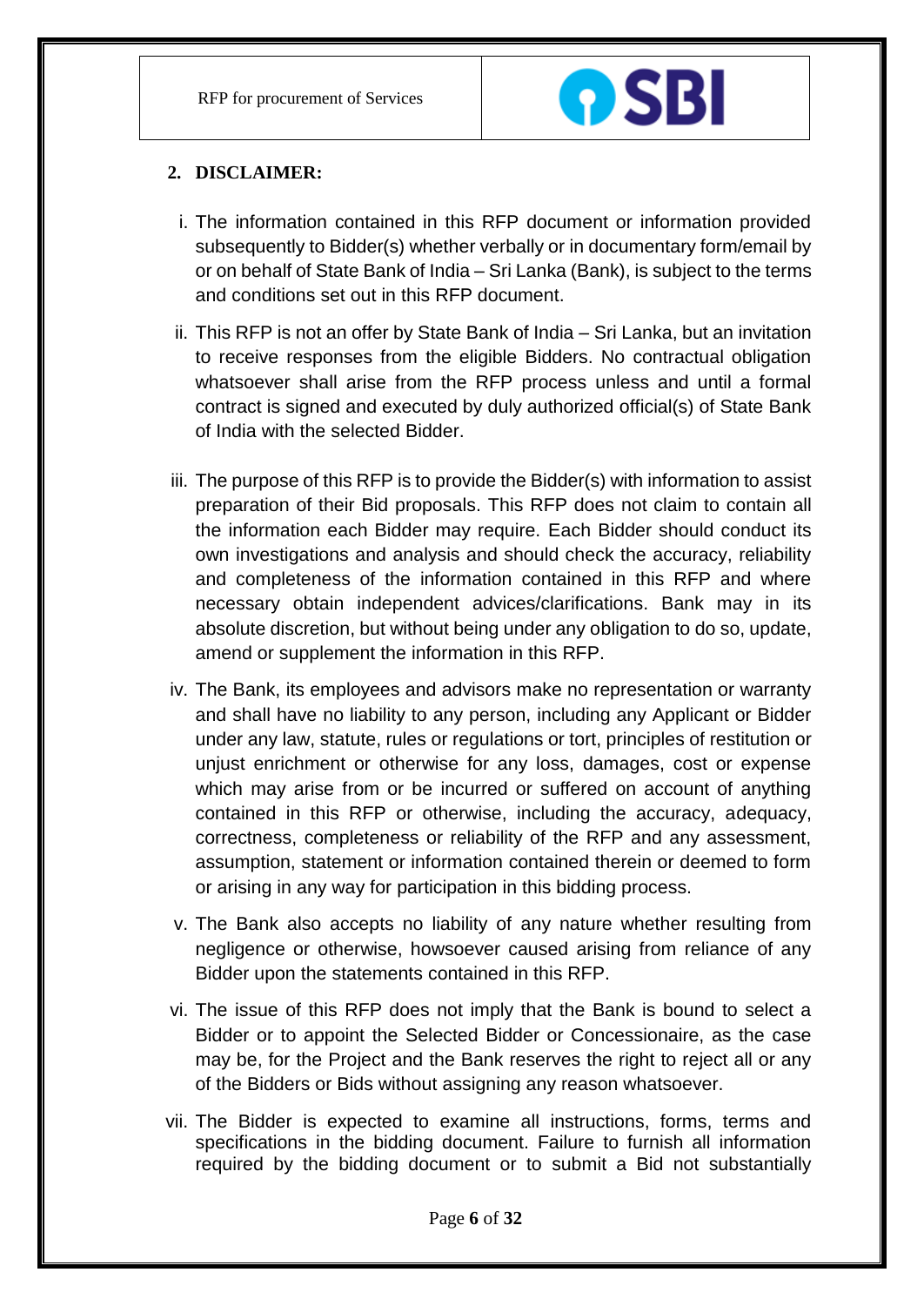## 2. DISCLAIMER:

i. The information contained in this RFP document or information provided subsequently to Bidder(s) whether verbally or in documentary form/email by or on behalf of State Bank of India – Sri Lanka (Bank), is subject to the terms and conditions set out in this RFP document.

ii. This RFP is not an offer by State Bank of India – Sri Lanka, but an invitation to receive responses from the eligible Bidders. No contractual obligation whatsoever shall arise from the RFP process unless and until a formal contract is signed and executed by duly authorized official(s) of State Bank of India with the selected Bidder.

iii. The purpose of this RFP is to provide the Bidder(s) with information to assist preparation of their Bid proposals. This RFP does not claim to contain all the information each Bidder may require. Each Bidder should conduct its own investigations and analysis and should check the accuracy, reliability and completeness of the information contained in this RFP and where necessary obtain independent advices/clarifications. Bank may in its absolute discretion, but without being under any obligation to do so, update, amend or supplement the information in this RFP.

iv. The Bank, its employees and advisors make no representation or warranty and shall have no liability to any person, including any Applicant or Bidder under any law, statute, rules or regulations or tort, principles of restitution or unjust enrichment or otherwise for any loss, damages, cost or expense which may arise from or be incurred or suffered on account of anything contained in this RFP or otherwise, including the accuracy, adequacy, correctness, completeness or reliability of the RFP and any assessment, assumption, statement or information contained therein or deemed to form or arising in any way for participation in this bidding process.

v. The Bank also accepts no liability of any nature whether resulting from negligence or otherwise, howsoever caused arising from reliance of any Bidder upon the statements contained in this RFP.

vi. The issue of this RFP does not imply that the Bank is bound to select a Bidder or to appoint the Selected Bidder or Concessionaire, as the case may be, for the Project and the Bank reserves the right to reject all or any of the Bidders or Bids without assigning any reason whatsoever.

vii. The Bidder is expected to examine all instructions, forms, terms and specifications in the bidding document. Failure to furnish all information required by the bidding document or to submit a Bid not substantially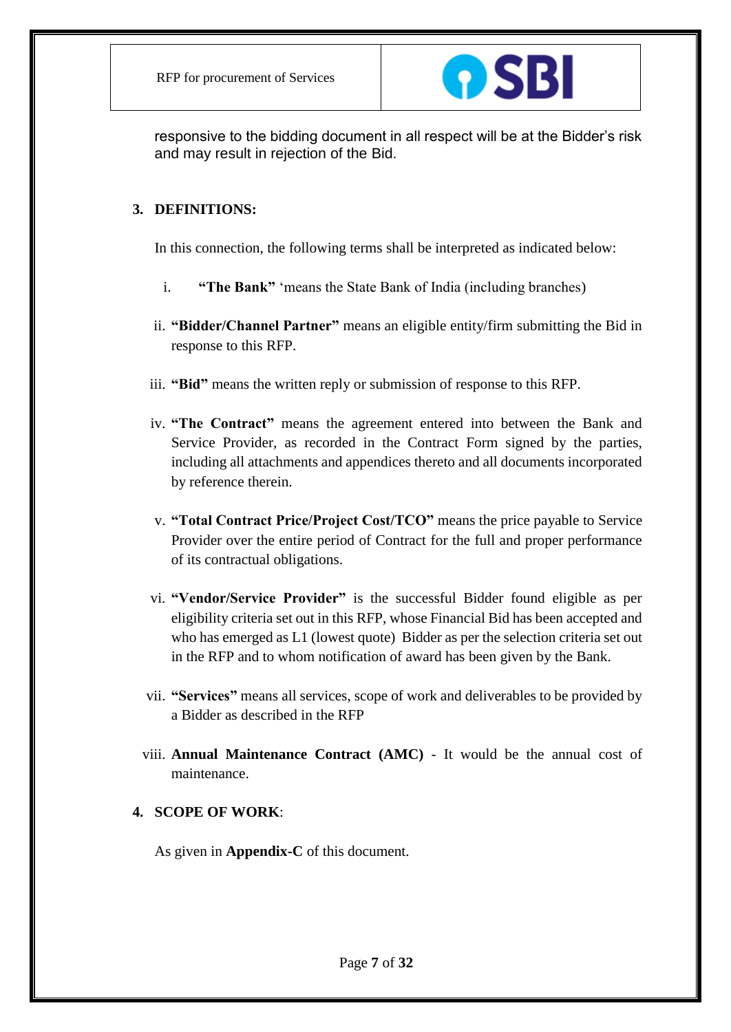responsive to the bidding document in all respect will be at the Bidder's risk and may result in rejection of the Bid.

## 3. DEFINITIONS:

In this connection, the following terms shall be interpreted as indicated below:

i. **"The Bank"** 'means the State Bank of India (including branches)

ii. **"Bidder/Channel Partner"** means an eligible entity/firm submitting the Bid in response to this RFP.

iii. **"Bid"** means the written reply or submission of response to this RFP.

iv. **"The Contract"** means the agreement entered into between the Bank and Service Provider, as recorded in the Contract Form signed by the parties, including all attachments and appendices thereto and all documents incorporated by reference therein.

v. **"Total Contract Price/Project Cost/TCO"** means the price payable to Service Provider over the entire period of Contract for the full and proper performance of its contractual obligations.

vi. **"Vendor/Service Provider"** is the successful Bidder found eligible as per eligibility criteria set out in this RFP, whose Financial Bid has been accepted and who has emerged as L1 (lowest quote) Bidder as per the selection criteria set out in the RFP and to whom notification of award has been given by the Bank.

vii. **"Services"** means all services, scope of work and deliverables to be provided by a Bidder as described in the RFP

viii. **Annual Maintenance Contract (AMC)** - It would be the annual cost of maintenance.

## 4. SCOPE OF WORK:

As given in **Appendix-C** of this document.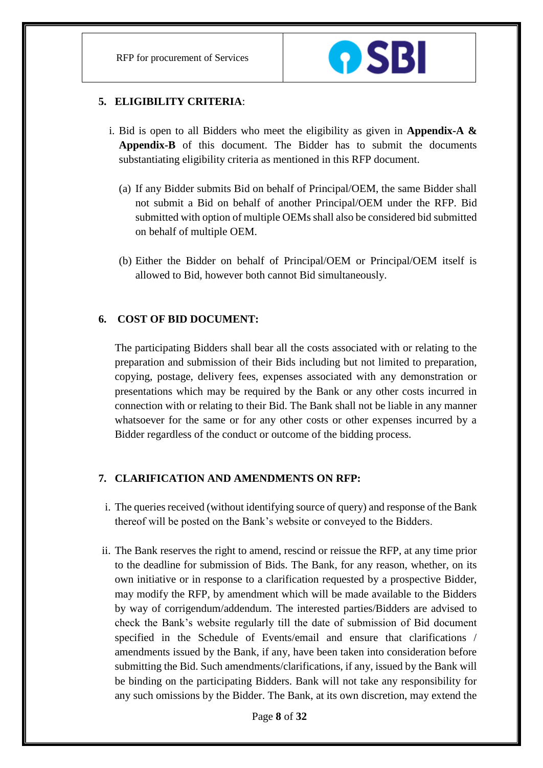## 5. ELIGIBILITY CRITERIA:

i. Bid is open to all Bidders who meet the eligibility as given in **Appendix-A & Appendix-B** of this document. The Bidder has to submit the documents substantiating eligibility criteria as mentioned in this RFP document.

   (a) If any Bidder submits Bid on behalf of Principal/OEM, the same Bidder shall not submit a Bid on behalf of another Principal/OEM under the RFP. Bid submitted with option of multiple OEMs shall also be considered bid submitted on behalf of multiple OEM.

   (b) Either the Bidder on behalf of Principal/OEM or Principal/OEM itself is allowed to Bid, however both cannot Bid simultaneously.

## 6. COST OF BID DOCUMENT:

The participating Bidders shall bear all the costs associated with or relating to the preparation and submission of their Bids including but not limited to preparation, copying, postage, delivery fees, expenses associated with any demonstration or presentations which may be required by the Bank or any other costs incurred in connection with or relating to their Bid. The Bank shall not be liable in any manner whatsoever for the same or for any other costs or other expenses incurred by a Bidder regardless of the conduct or outcome of the bidding process.

## 7. CLARIFICATION AND AMENDMENTS ON RFP:

i. The queries received (without identifying source of query) and response of the Bank thereof will be posted on the Bank's website or conveyed to the Bidders.

ii. The Bank reserves the right to amend, rescind or reissue the RFP, at any time prior to the deadline for submission of Bids. The Bank, for any reason, whether, on its own initiative or in response to a clarification requested by a prospective Bidder, may modify the RFP, by amendment which will be made available to the Bidders by way of corrigendum/addendum. The interested parties/Bidders are advised to check the Bank's website regularly till the date of submission of Bid document specified in the Schedule of Events/email and ensure that clarifications / amendments issued by the Bank, if any, have been taken into consideration before submitting the Bid. Such amendments/clarifications, if any, issued by the Bank will be binding on the participating Bidders. Bank will not take any responsibility for any such omissions by the Bidder. The Bank, at its own discretion, may extend the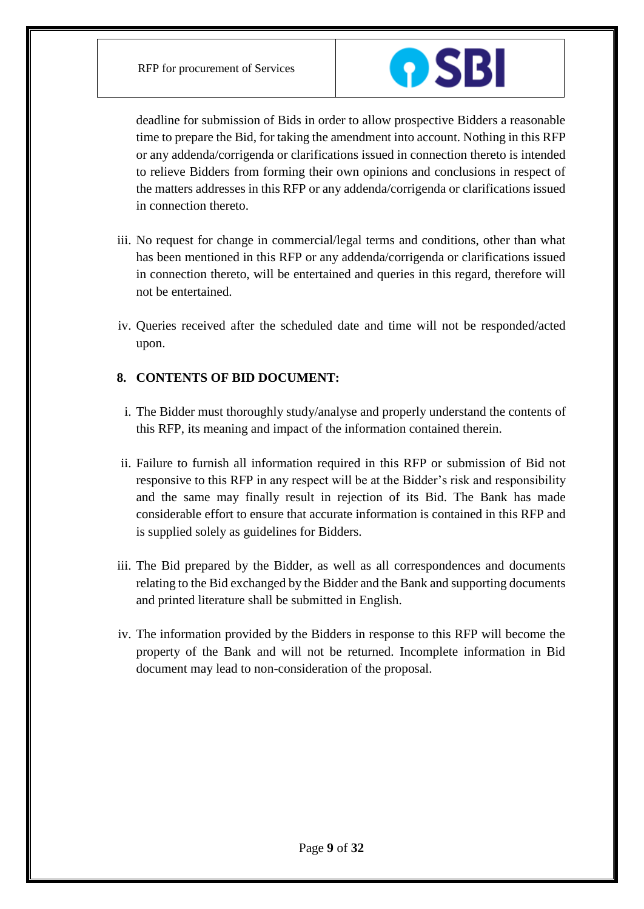deadline for submission of Bids in order to allow prospective Bidders a reasonable time to prepare the Bid, for taking the amendment into account. Nothing in this RFP or any addenda/corrigenda or clarifications issued in connection thereto is intended to relieve Bidders from forming their own opinions and conclusions in respect of the matters addresses in this RFP or any addenda/corrigenda or clarifications issued in connection thereto.

iii. No request for change in commercial/legal terms and conditions, other than what has been mentioned in this RFP or any addenda/corrigenda or clarifications issued in connection thereto, will be entertained and queries in this regard, therefore will not be entertained.

iv. Queries received after the scheduled date and time will not be responded/acted upon.

## 8. CONTENTS OF BID DOCUMENT:

i. The Bidder must thoroughly study/analyse and properly understand the contents of this RFP, its meaning and impact of the information contained therein.

ii. Failure to furnish all information required in this RFP or submission of Bid not responsive to this RFP in any respect will be at the Bidder's risk and responsibility and the same may finally result in rejection of its Bid. The Bank has made considerable effort to ensure that accurate information is contained in this RFP and is supplied solely as guidelines for Bidders.

iii. The Bid prepared by the Bidder, as well as all correspondences and documents relating to the Bid exchanged by the Bidder and the Bank and supporting documents and printed literature shall be submitted in English.

iv. The information provided by the Bidders in response to this RFP will become the property of the Bank and will not be returned. Incomplete information in Bid document may lead to non-consideration of the proposal.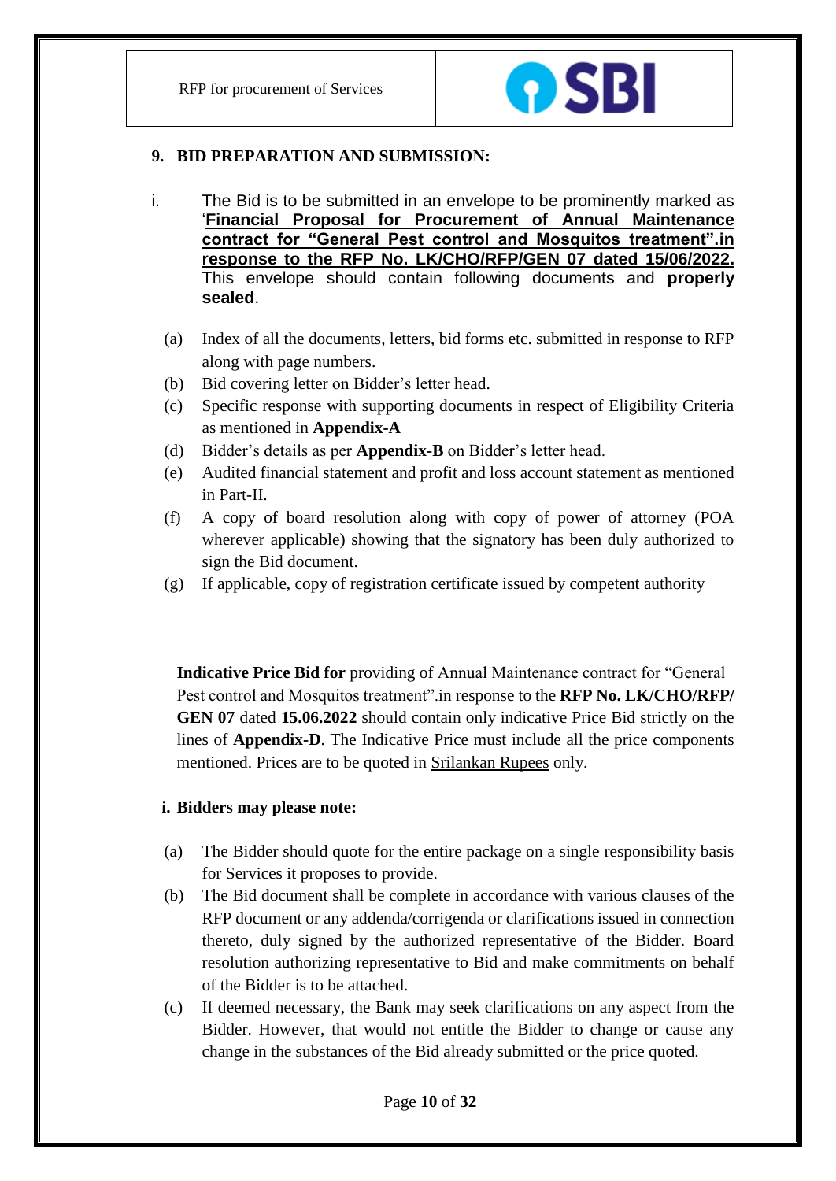### 9. BID PREPARATION AND SUBMISSION:

i. The Bid is to be submitted in an envelope to be prominently marked as '**Financial Proposal for Procurement of Annual Maintenance contract for "General Pest control and Mosquitos treatment".in response to the RFP No. LK/CHO/RFP/GEN 07 dated 15/06/2022.** This envelope should contain following documents and **properly sealed**.

(a) Index of all the documents, letters, bid forms etc. submitted in response to RFP along with page numbers.

(b) Bid covering letter on Bidder's letter head.

(c) Specific response with supporting documents in respect of Eligibility Criteria as mentioned in **Appendix-A**

(d) Bidder's details as per **Appendix-B** on Bidder's letter head.

(e) Audited financial statement and profit and loss account statement as mentioned in Part-II.

(f) A copy of board resolution along with copy of power of attorney (POA wherever applicable) showing that the signatory has been duly authorized to sign the Bid document.

(g) If applicable, copy of registration certificate issued by competent authority

**Indicative Price Bid for** providing of Annual Maintenance contract for "General Pest control and Mosquitos treatment".in response to the **RFP No. LK/CHO/RFP/ GEN 07** dated **15.06.2022** should contain only indicative Price Bid strictly on the lines of **Appendix-D**. The Indicative Price must include all the price components mentioned. Prices are to be quoted in Srilankan Rupees only.

**i. Bidders may please note:**

(a) The Bidder should quote for the entire package on a single responsibility basis for Services it proposes to provide.

(b) The Bid document shall be complete in accordance with various clauses of the RFP document or any addenda/corrigenda or clarifications issued in connection thereto, duly signed by the authorized representative of the Bidder. Board resolution authorizing representative to Bid and make commitments on behalf of the Bidder is to be attached.

(c) If deemed necessary, the Bank may seek clarifications on any aspect from the Bidder. However, that would not entitle the Bidder to change or cause any change in the substances of the Bid already submitted or the price quoted.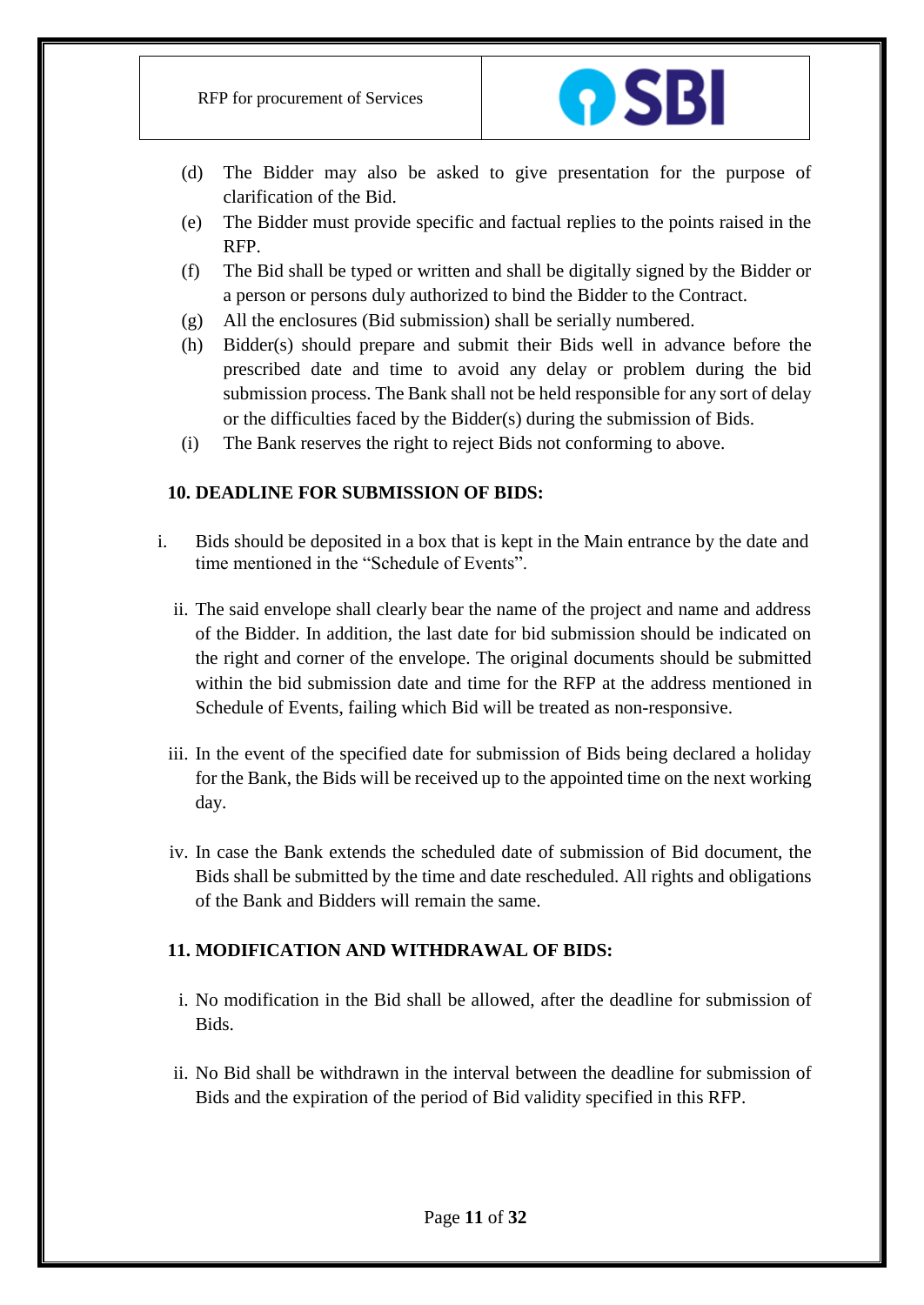(d) The Bidder may also be asked to give presentation for the purpose of clarification of the Bid.

(e) The Bidder must provide specific and factual replies to the points raised in the RFP.

(f) The Bid shall be typed or written and shall be digitally signed by the Bidder or a person or persons duly authorized to bind the Bidder to the Contract.

(g) All the enclosures (Bid submission) shall be serially numbered.

(h) Bidder(s) should prepare and submit their Bids well in advance before the prescribed date and time to avoid any delay or problem during the bid submission process. The Bank shall not be held responsible for any sort of delay or the difficulties faced by the Bidder(s) during the submission of Bids.

(i) The Bank reserves the right to reject Bids not conforming to above.

**10. DEADLINE FOR SUBMISSION OF BIDS:**

i. Bids should be deposited in a box that is kept in the Main entrance by the date and time mentioned in the "Schedule of Events".

ii. The said envelope shall clearly bear the name of the project and name and address of the Bidder. In addition, the last date for bid submission should be indicated on the right and corner of the envelope. The original documents should be submitted within the bid submission date and time for the RFP at the address mentioned in Schedule of Events, failing which Bid will be treated as non-responsive.

iii. In the event of the specified date for submission of Bids being declared a holiday for the Bank, the Bids will be received up to the appointed time on the next working day.

iv. In case the Bank extends the scheduled date of submission of Bid document, the Bids shall be submitted by the time and date rescheduled. All rights and obligations of the Bank and Bidders will remain the same.

**11. MODIFICATION AND WITHDRAWAL OF BIDS:**

i. No modification in the Bid shall be allowed, after the deadline for submission of Bids.

ii. No Bid shall be withdrawn in the interval between the deadline for submission of Bids and the expiration of the period of Bid validity specified in this RFP.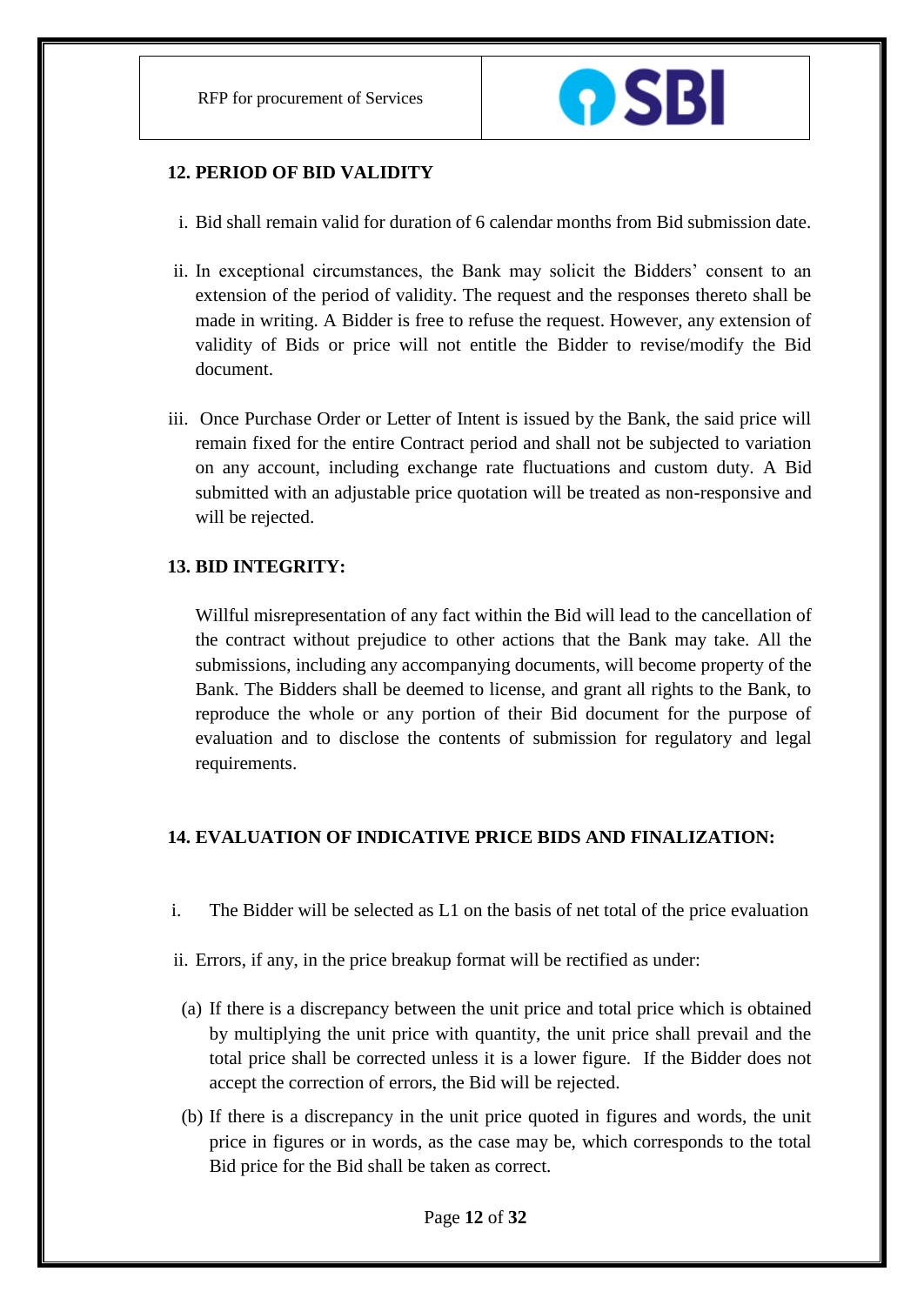## 12. PERIOD OF BID VALIDITY

i. Bid shall remain valid for duration of 6 calendar months from Bid submission date.

ii. In exceptional circumstances, the Bank may solicit the Bidders' consent to an extension of the period of validity. The request and the responses thereto shall be made in writing. A Bidder is free to refuse the request. However, any extension of validity of Bids or price will not entitle the Bidder to revise/modify the Bid document.

iii. Once Purchase Order or Letter of Intent is issued by the Bank, the said price will remain fixed for the entire Contract period and shall not be subjected to variation on any account, including exchange rate fluctuations and custom duty. A Bid submitted with an adjustable price quotation will be treated as non-responsive and will be rejected.

## 13. BID INTEGRITY:

Willful misrepresentation of any fact within the Bid will lead to the cancellation of the contract without prejudice to other actions that the Bank may take. All the submissions, including any accompanying documents, will become property of the Bank. The Bidders shall be deemed to license, and grant all rights to the Bank, to reproduce the whole or any portion of their Bid document for the purpose of evaluation and to disclose the contents of submission for regulatory and legal requirements.

## 14. EVALUATION OF INDICATIVE PRICE BIDS AND FINALIZATION:

i. The Bidder will be selected as L1 on the basis of net total of the price evaluation

ii. Errors, if any, in the price breakup format will be rectified as under:

(a) If there is a discrepancy between the unit price and total price which is obtained by multiplying the unit price with quantity, the unit price shall prevail and the total price shall be corrected unless it is a lower figure. If the Bidder does not accept the correction of errors, the Bid will be rejected.

(b) If there is a discrepancy in the unit price quoted in figures and words, the unit price in figures or in words, as the case may be, which corresponds to the total Bid price for the Bid shall be taken as correct.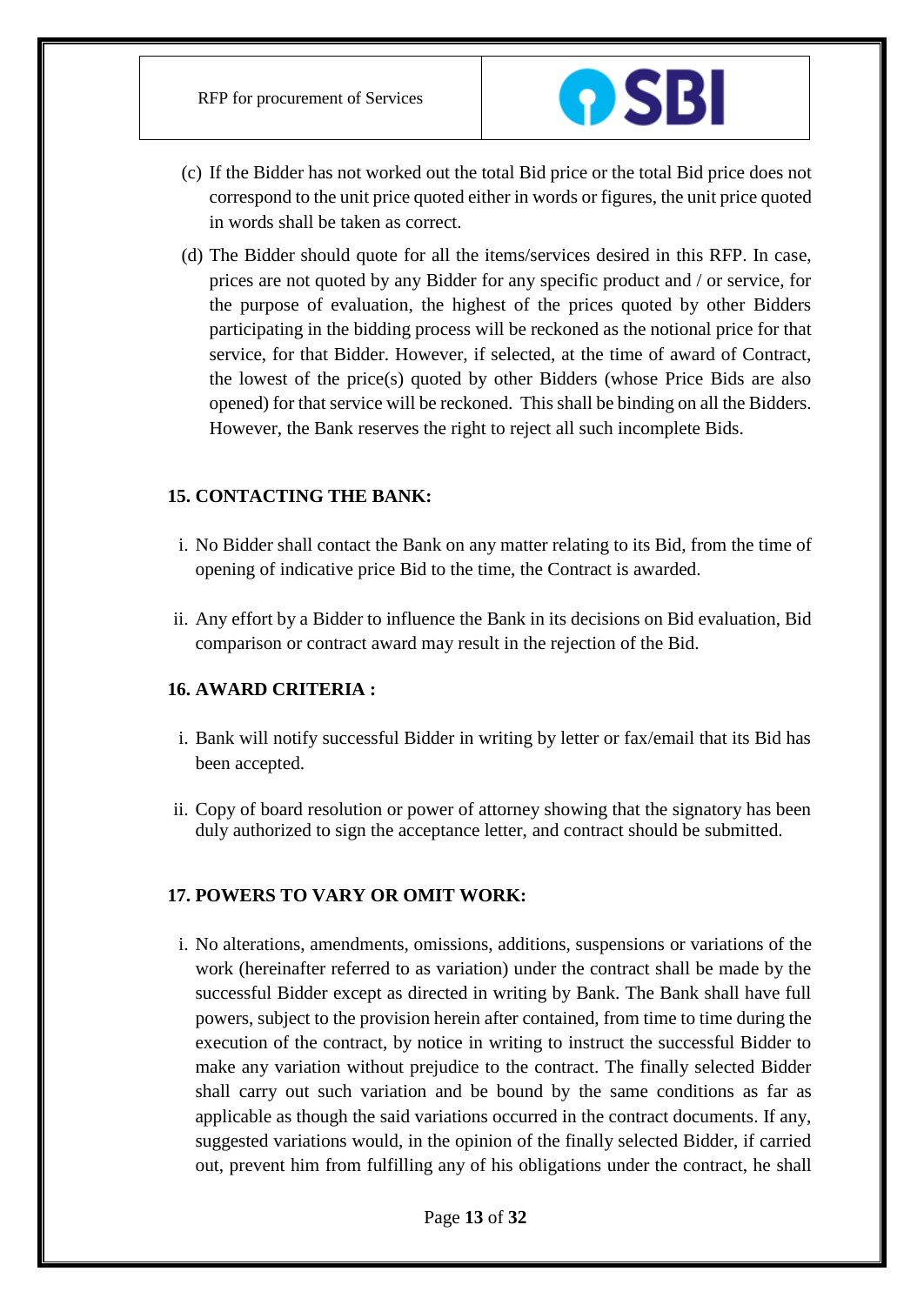(c) If the Bidder has not worked out the total Bid price or the total Bid price does not correspond to the unit price quoted either in words or figures, the unit price quoted in words shall be taken as correct.

(d) The Bidder should quote for all the items/services desired in this RFP. In case, prices are not quoted by any Bidder for any specific product and / or service, for the purpose of evaluation, the highest of the prices quoted by other Bidders participating in the bidding process will be reckoned as the notional price for that service, for that Bidder. However, if selected, at the time of award of Contract, the lowest of the price(s) quoted by other Bidders (whose Price Bids are also opened) for that service will be reckoned. This shall be binding on all the Bidders. However, the Bank reserves the right to reject all such incomplete Bids.

## 15. CONTACTING THE BANK:

i. No Bidder shall contact the Bank on any matter relating to its Bid, from the time of opening of indicative price Bid to the time, the Contract is awarded.

ii. Any effort by a Bidder to influence the Bank in its decisions on Bid evaluation, Bid comparison or contract award may result in the rejection of the Bid.

## 16. AWARD CRITERIA :

i. Bank will notify successful Bidder in writing by letter or fax/email that its Bid has been accepted.

ii. Copy of board resolution or power of attorney showing that the signatory has been duly authorized to sign the acceptance letter, and contract should be submitted.

## 17. POWERS TO VARY OR OMIT WORK:

i. No alterations, amendments, omissions, additions, suspensions or variations of the work (hereinafter referred to as variation) under the contract shall be made by the successful Bidder except as directed in writing by Bank. The Bank shall have full powers, subject to the provision herein after contained, from time to time during the execution of the contract, by notice in writing to instruct the successful Bidder to make any variation without prejudice to the contract. The finally selected Bidder shall carry out such variation and be bound by the same conditions as far as applicable as though the said variations occurred in the contract documents. If any, suggested variations would, in the opinion of the finally selected Bidder, if carried out, prevent him from fulfilling any of his obligations under the contract, he shall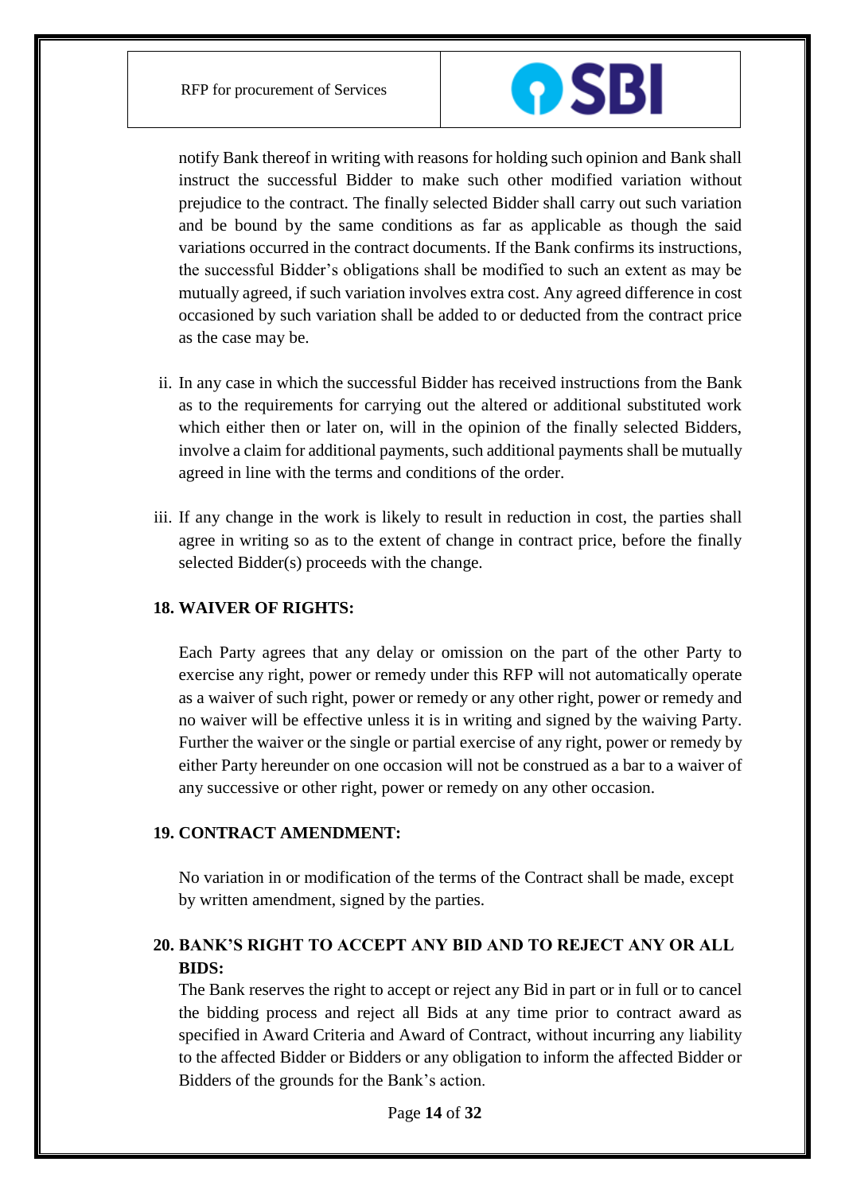notify Bank thereof in writing with reasons for holding such opinion and Bank shall instruct the successful Bidder to make such other modified variation without prejudice to the contract. The finally selected Bidder shall carry out such variation and be bound by the same conditions as far as applicable as though the said variations occurred in the contract documents. If the Bank confirms its instructions, the successful Bidder's obligations shall be modified to such an extent as may be mutually agreed, if such variation involves extra cost. Any agreed difference in cost occasioned by such variation shall be added to or deducted from the contract price as the case may be.

ii. In any case in which the successful Bidder has received instructions from the Bank as to the requirements for carrying out the altered or additional substituted work which either then or later on, will in the opinion of the finally selected Bidders, involve a claim for additional payments, such additional payments shall be mutually agreed in line with the terms and conditions of the order.

iii. If any change in the work is likely to result in reduction in cost, the parties shall agree in writing so as to the extent of change in contract price, before the finally selected Bidder(s) proceeds with the change.

## 18. WAIVER OF RIGHTS:

Each Party agrees that any delay or omission on the part of the other Party to exercise any right, power or remedy under this RFP will not automatically operate as a waiver of such right, power or remedy or any other right, power or remedy and no waiver will be effective unless it is in writing and signed by the waiving Party. Further the waiver or the single or partial exercise of any right, power or remedy by either Party hereunder on one occasion will not be construed as a bar to a waiver of any successive or other right, power or remedy on any other occasion.

## 19. CONTRACT AMENDMENT:

No variation in or modification of the terms of the Contract shall be made, except by written amendment, signed by the parties.

## 20. BANK'S RIGHT TO ACCEPT ANY BID AND TO REJECT ANY OR ALL BIDS:

The Bank reserves the right to accept or reject any Bid in part or in full or to cancel the bidding process and reject all Bids at any time prior to contract award as specified in Award Criteria and Award of Contract, without incurring any liability to the affected Bidder or Bidders or any obligation to inform the affected Bidder or Bidders of the grounds for the Bank's action.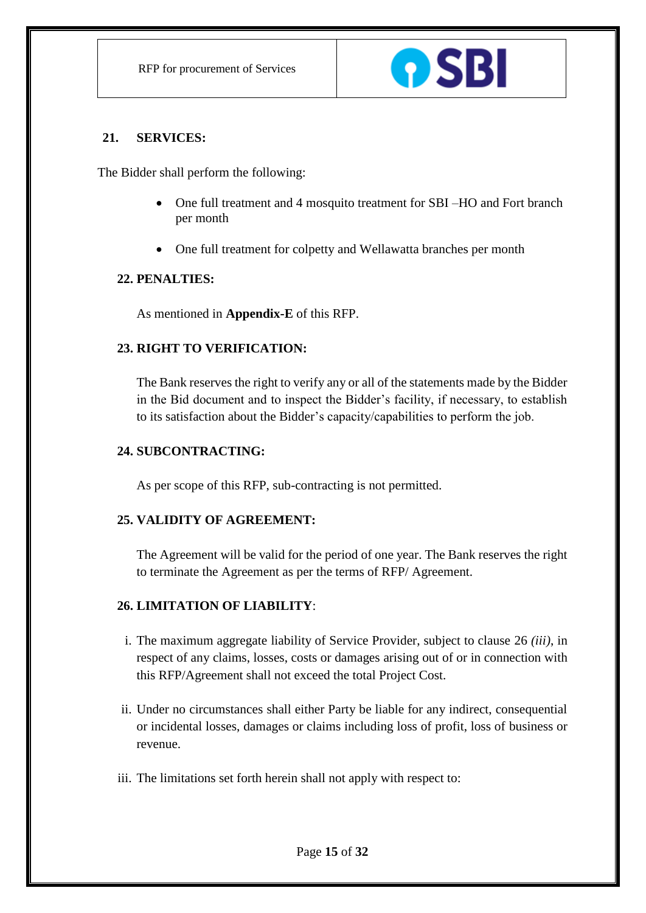## 21. SERVICES:

The Bidder shall perform the following:

- One full treatment and 4 mosquito treatment for SBI –HO and Fort branch per month
- One full treatment for colpetty and Wellawatta branches per month

## 22. PENALTIES:

As mentioned in **Appendix-E** of this RFP.

## 23. RIGHT TO VERIFICATION:

The Bank reserves the right to verify any or all of the statements made by the Bidder in the Bid document and to inspect the Bidder's facility, if necessary, to establish to its satisfaction about the Bidder's capacity/capabilities to perform the job.

## 24. SUBCONTRACTING:

As per scope of this RFP, sub-contracting is not permitted.

## 25. VALIDITY OF AGREEMENT:

The Agreement will be valid for the period of one year. The Bank reserves the right to terminate the Agreement as per the terms of RFP/ Agreement.

## 26. LIMITATION OF LIABILITY:

i. The maximum aggregate liability of Service Provider, subject to clause 26 *(iii)*, in respect of any claims, losses, costs or damages arising out of or in connection with this RFP/Agreement shall not exceed the total Project Cost.

ii. Under no circumstances shall either Party be liable for any indirect, consequential or incidental losses, damages or claims including loss of profit, loss of business or revenue.

iii. The limitations set forth herein shall not apply with respect to: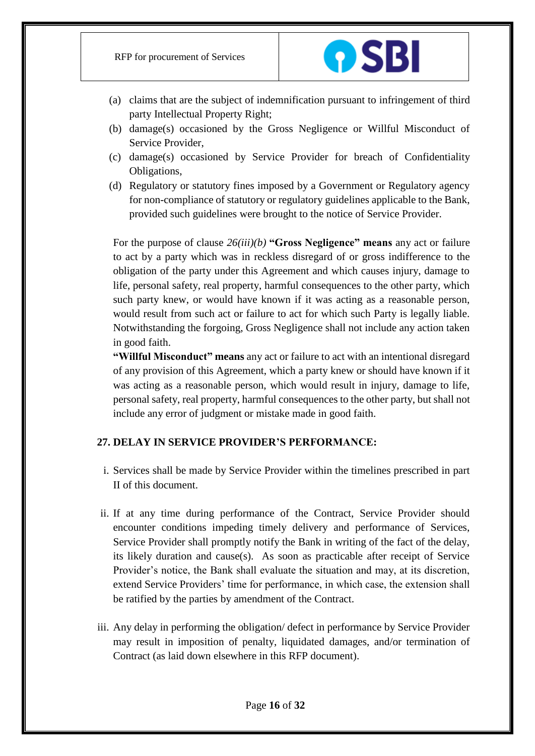(a) claims that are the subject of indemnification pursuant to infringement of third party Intellectual Property Right;
(b) damage(s) occasioned by the Gross Negligence or Willful Misconduct of Service Provider,
(c) damage(s) occasioned by Service Provider for breach of Confidentiality Obligations,
(d) Regulatory or statutory fines imposed by a Government or Regulatory agency for non-compliance of statutory or regulatory guidelines applicable to the Bank, provided such guidelines were brought to the notice of Service Provider.

For the purpose of clause *26(iii)(b)* **"Gross Negligence" means** any act or failure to act by a party which was in reckless disregard of or gross indifference to the obligation of the party under this Agreement and which causes injury, damage to life, personal safety, real property, harmful consequences to the other party, which such party knew, or would have known if it was acting as a reasonable person, would result from such act or failure to act for which such Party is legally liable. Notwithstanding the forgoing, Gross Negligence shall not include any action taken in good faith.

**"Willful Misconduct" means** any act or failure to act with an intentional disregard of any provision of this Agreement, which a party knew or should have known if it was acting as a reasonable person, which would result in injury, damage to life, personal safety, real property, harmful consequences to the other party, but shall not include any error of judgment or mistake made in good faith.

## 27. DELAY IN SERVICE PROVIDER'S PERFORMANCE:

i. Services shall be made by Service Provider within the timelines prescribed in part II of this document.

ii. If at any time during performance of the Contract, Service Provider should encounter conditions impeding timely delivery and performance of Services, Service Provider shall promptly notify the Bank in writing of the fact of the delay, its likely duration and cause(s). As soon as practicable after receipt of Service Provider's notice, the Bank shall evaluate the situation and may, at its discretion, extend Service Providers' time for performance, in which case, the extension shall be ratified by the parties by amendment of the Contract.

iii. Any delay in performing the obligation/ defect in performance by Service Provider may result in imposition of penalty, liquidated damages, and/or termination of Contract (as laid down elsewhere in this RFP document).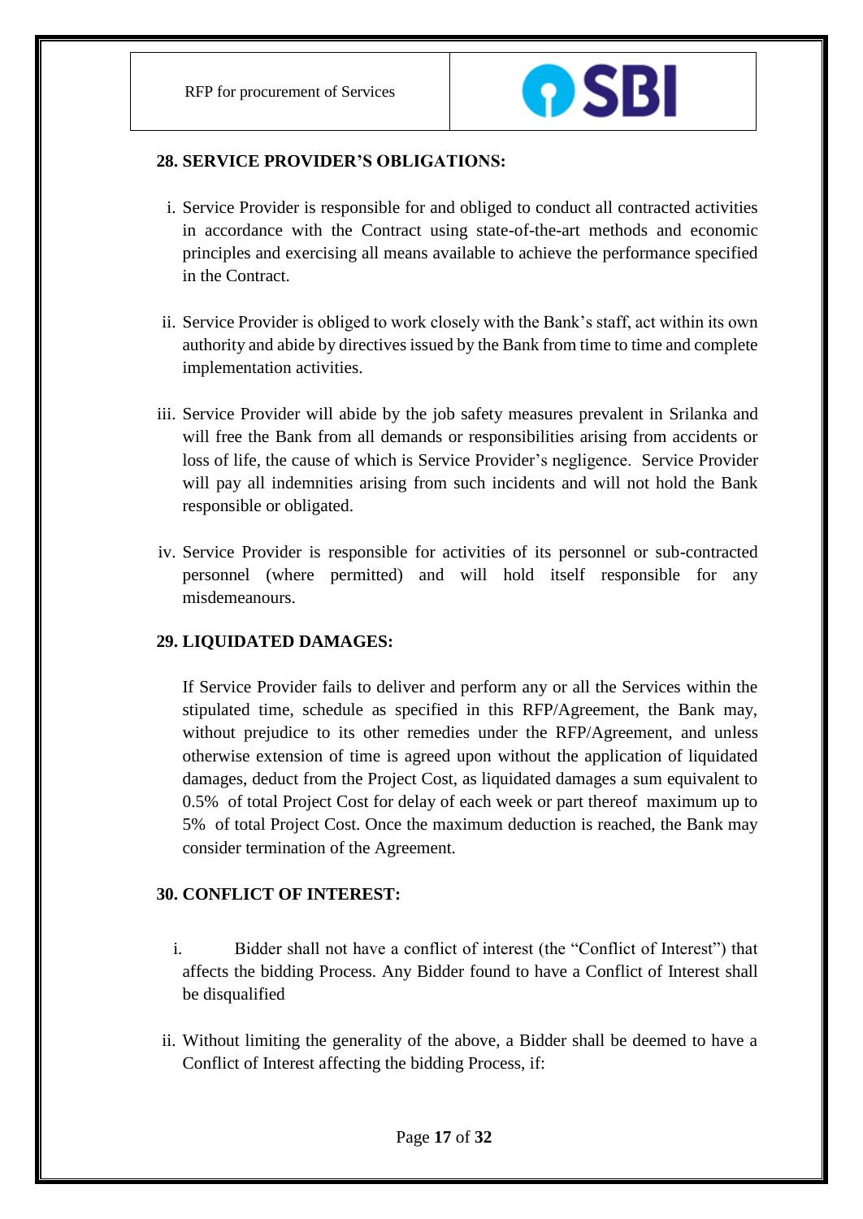## 28. SERVICE PROVIDER'S OBLIGATIONS:

i. Service Provider is responsible for and obliged to conduct all contracted activities in accordance with the Contract using state-of-the-art methods and economic principles and exercising all means available to achieve the performance specified in the Contract.

ii. Service Provider is obliged to work closely with the Bank's staff, act within its own authority and abide by directives issued by the Bank from time to time and complete implementation activities.

iii. Service Provider will abide by the job safety measures prevalent in Srilanka and will free the Bank from all demands or responsibilities arising from accidents or loss of life, the cause of which is Service Provider's negligence. Service Provider will pay all indemnities arising from such incidents and will not hold the Bank responsible or obligated.

iv. Service Provider is responsible for activities of its personnel or sub-contracted personnel (where permitted) and will hold itself responsible for any misdemeanours.

## 29. LIQUIDATED DAMAGES:

If Service Provider fails to deliver and perform any or all the Services within the stipulated time, schedule as specified in this RFP/Agreement, the Bank may, without prejudice to its other remedies under the RFP/Agreement, and unless otherwise extension of time is agreed upon without the application of liquidated damages, deduct from the Project Cost, as liquidated damages a sum equivalent to 0.5% of total Project Cost for delay of each week or part thereof maximum up to 5% of total Project Cost. Once the maximum deduction is reached, the Bank may consider termination of the Agreement.

## 30. CONFLICT OF INTEREST:

i. Bidder shall not have a conflict of interest (the "Conflict of Interest") that affects the bidding Process. Any Bidder found to have a Conflict of Interest shall be disqualified

ii. Without limiting the generality of the above, a Bidder shall be deemed to have a Conflict of Interest affecting the bidding Process, if: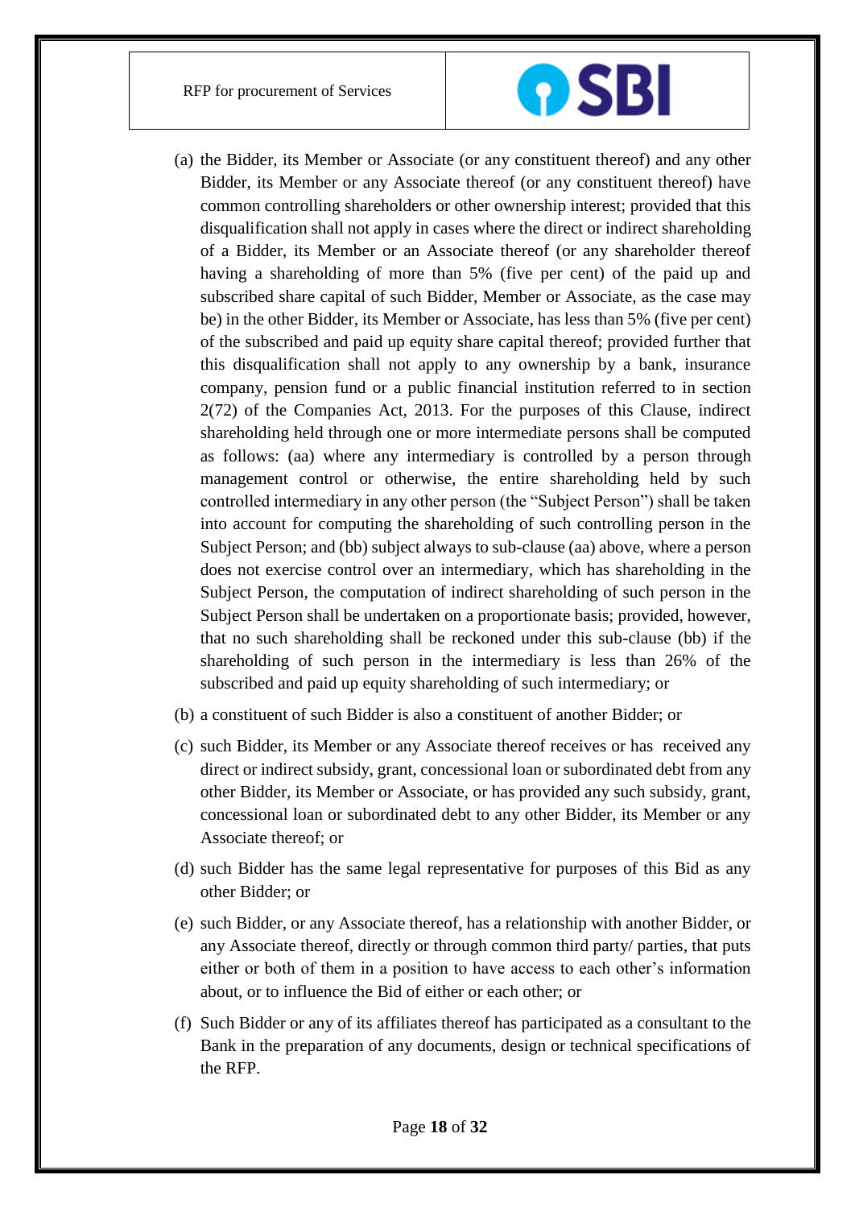(a) the Bidder, its Member or Associate (or any constituent thereof) and any other Bidder, its Member or any Associate thereof (or any constituent thereof) have common controlling shareholders or other ownership interest; provided that this disqualification shall not apply in cases where the direct or indirect shareholding of a Bidder, its Member or an Associate thereof (or any shareholder thereof having a shareholding of more than 5% (five per cent) of the paid up and subscribed share capital of such Bidder, Member or Associate, as the case may be) in the other Bidder, its Member or Associate, has less than 5% (five per cent) of the subscribed and paid up equity share capital thereof; provided further that this disqualification shall not apply to any ownership by a bank, insurance company, pension fund or a public financial institution referred to in section 2(72) of the Companies Act, 2013. For the purposes of this Clause, indirect shareholding held through one or more intermediate persons shall be computed as follows: (aa) where any intermediary is controlled by a person through management control or otherwise, the entire shareholding held by such controlled intermediary in any other person (the "Subject Person") shall be taken into account for computing the shareholding of such controlling person in the Subject Person; and (bb) subject always to sub-clause (aa) above, where a person does not exercise control over an intermediary, which has shareholding in the Subject Person, the computation of indirect shareholding of such person in the Subject Person shall be undertaken on a proportionate basis; provided, however, that no such shareholding shall be reckoned under this sub-clause (bb) if the shareholding of such person in the intermediary is less than 26% of the subscribed and paid up equity shareholding of such intermediary; or

(b) a constituent of such Bidder is also a constituent of another Bidder; or

(c) such Bidder, its Member or any Associate thereof receives or has received any direct or indirect subsidy, grant, concessional loan or subordinated debt from any other Bidder, its Member or Associate, or has provided any such subsidy, grant, concessional loan or subordinated debt to any other Bidder, its Member or any Associate thereof; or

(d) such Bidder has the same legal representative for purposes of this Bid as any other Bidder; or

(e) such Bidder, or any Associate thereof, has a relationship with another Bidder, or any Associate thereof, directly or through common third party/ parties, that puts either or both of them in a position to have access to each other's information about, or to influence the Bid of either or each other; or

(f) Such Bidder or any of its affiliates thereof has participated as a consultant to the Bank in the preparation of any documents, design or technical specifications of the RFP.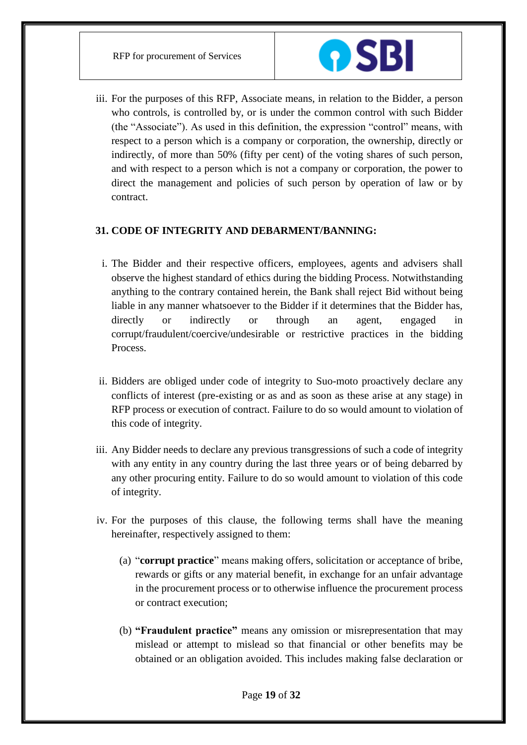iii. For the purposes of this RFP, Associate means, in relation to the Bidder, a person who controls, is controlled by, or is under the common control with such Bidder (the "Associate"). As used in this definition, the expression "control" means, with respect to a person which is a company or corporation, the ownership, directly or indirectly, of more than 50% (fifty per cent) of the voting shares of such person, and with respect to a person which is not a company or corporation, the power to direct the management and policies of such person by operation of law or by contract.

## 31. CODE OF INTEGRITY AND DEBARMENT/BANNING:

i. The Bidder and their respective officers, employees, agents and advisers shall observe the highest standard of ethics during the bidding Process. Notwithstanding anything to the contrary contained herein, the Bank shall reject Bid without being liable in any manner whatsoever to the Bidder if it determines that the Bidder has, directly or indirectly or through an agent, engaged in corrupt/fraudulent/coercive/undesirable or restrictive practices in the bidding Process.

ii. Bidders are obliged under code of integrity to Suo-moto proactively declare any conflicts of interest (pre-existing or as and as soon as these arise at any stage) in RFP process or execution of contract. Failure to do so would amount to violation of this code of integrity.

iii. Any Bidder needs to declare any previous transgressions of such a code of integrity with any entity in any country during the last three years or of being debarred by any other procuring entity. Failure to do so would amount to violation of this code of integrity.

iv. For the purposes of this clause, the following terms shall have the meaning hereinafter, respectively assigned to them:

   (a) "**corrupt practice**" means making offers, solicitation or acceptance of bribe, rewards or gifts or any material benefit, in exchange for an unfair advantage in the procurement process or to otherwise influence the procurement process or contract execution;

   (b) **"Fraudulent practice"** means any omission or misrepresentation that may mislead or attempt to mislead so that financial or other benefits may be obtained or an obligation avoided. This includes making false declaration or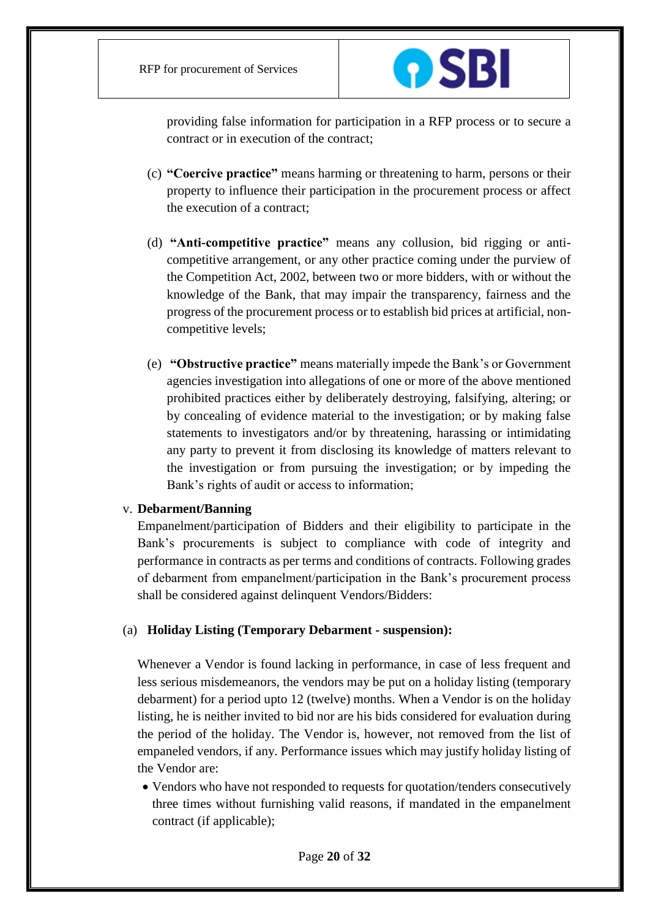providing false information for participation in a RFP process or to secure a contract or in execution of the contract;

(c) **"Coercive practice"** means harming or threatening to harm, persons or their property to influence their participation in the procurement process or affect the execution of a contract;

(d) **"Anti-competitive practice"** means any collusion, bid rigging or anti-competitive arrangement, or any other practice coming under the purview of the Competition Act, 2002, between two or more bidders, with or without the knowledge of the Bank, that may impair the transparency, fairness and the progress of the procurement process or to establish bid prices at artificial, non-competitive levels;

(e) **"Obstructive practice"** means materially impede the Bank's or Government agencies investigation into allegations of one or more of the above mentioned prohibited practices either by deliberately destroying, falsifying, altering; or by concealing of evidence material to the investigation; or by making false statements to investigators and/or by threatening, harassing or intimidating any party to prevent it from disclosing its knowledge of matters relevant to the investigation or from pursuing the investigation; or by impeding the Bank's rights of audit or access to information;

v. **Debarment/Banning**

Empanelment/participation of Bidders and their eligibility to participate in the Bank's procurements is subject to compliance with code of integrity and performance in contracts as per terms and conditions of contracts. Following grades of debarment from empanelment/participation in the Bank's procurement process shall be considered against delinquent Vendors/Bidders:

(a) **Holiday Listing (Temporary Debarment - suspension):**

Whenever a Vendor is found lacking in performance, in case of less frequent and less serious misdemeanors, the vendors may be put on a holiday listing (temporary debarment) for a period upto 12 (twelve) months. When a Vendor is on the holiday listing, he is neither invited to bid nor are his bids considered for evaluation during the period of the holiday. The Vendor is, however, not removed from the list of empaneled vendors, if any. Performance issues which may justify holiday listing of the Vendor are:

- Vendors who have not responded to requests for quotation/tenders consecutively three times without furnishing valid reasons, if mandated in the empanelment contract (if applicable);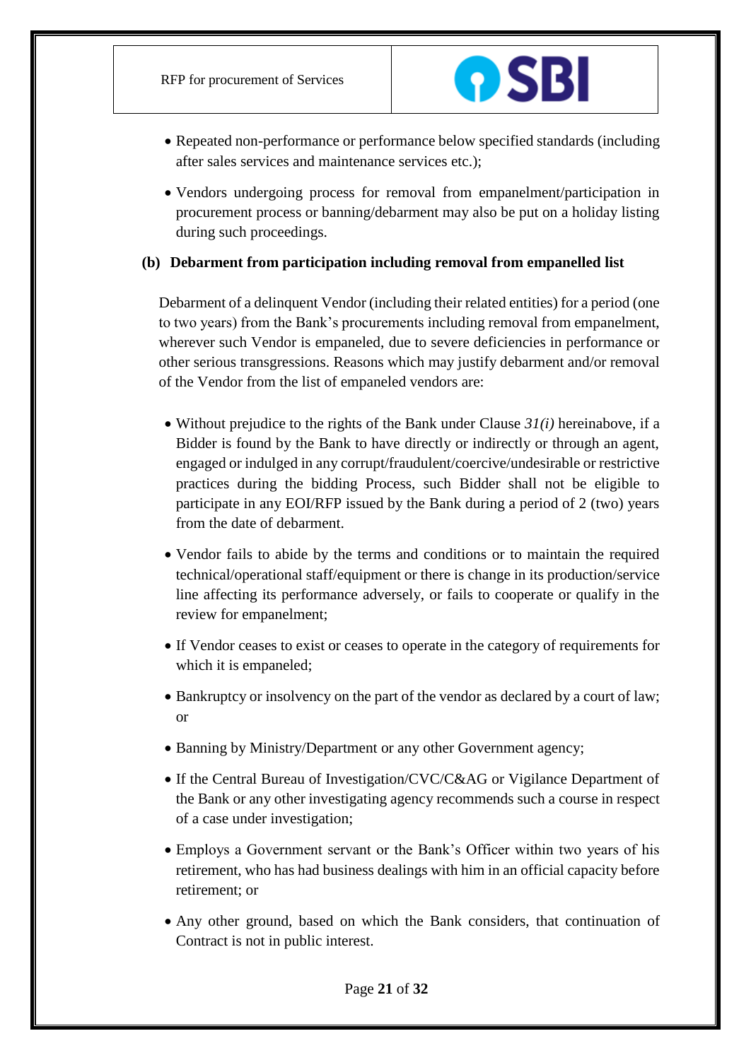- Repeated non-performance or performance below specified standards (including after sales services and maintenance services etc.);
- Vendors undergoing process for removal from empanelment/participation in procurement process or banning/debarment may also be put on a holiday listing during such proceedings.

**(b) Debarment from participation including removal from empanelled list**

Debarment of a delinquent Vendor (including their related entities) for a period (one to two years) from the Bank's procurements including removal from empanelment, wherever such Vendor is empaneled, due to severe deficiencies in performance or other serious transgressions. Reasons which may justify debarment and/or removal of the Vendor from the list of empaneled vendors are:

- Without prejudice to the rights of the Bank under Clause *31(i)* hereinabove, if a Bidder is found by the Bank to have directly or indirectly or through an agent, engaged or indulged in any corrupt/fraudulent/coercive/undesirable or restrictive practices during the bidding Process, such Bidder shall not be eligible to participate in any EOI/RFP issued by the Bank during a period of 2 (two) years from the date of debarment.
- Vendor fails to abide by the terms and conditions or to maintain the required technical/operational staff/equipment or there is change in its production/service line affecting its performance adversely, or fails to cooperate or qualify in the review for empanelment;
- If Vendor ceases to exist or ceases to operate in the category of requirements for which it is empaneled;
- Bankruptcy or insolvency on the part of the vendor as declared by a court of law; or
- Banning by Ministry/Department or any other Government agency;
- If the Central Bureau of Investigation/CVC/C&AG or Vigilance Department of the Bank or any other investigating agency recommends such a course in respect of a case under investigation;
- Employs a Government servant or the Bank's Officer within two years of his retirement, who has had business dealings with him in an official capacity before retirement; or
- Any other ground, based on which the Bank considers, that continuation of Contract is not in public interest.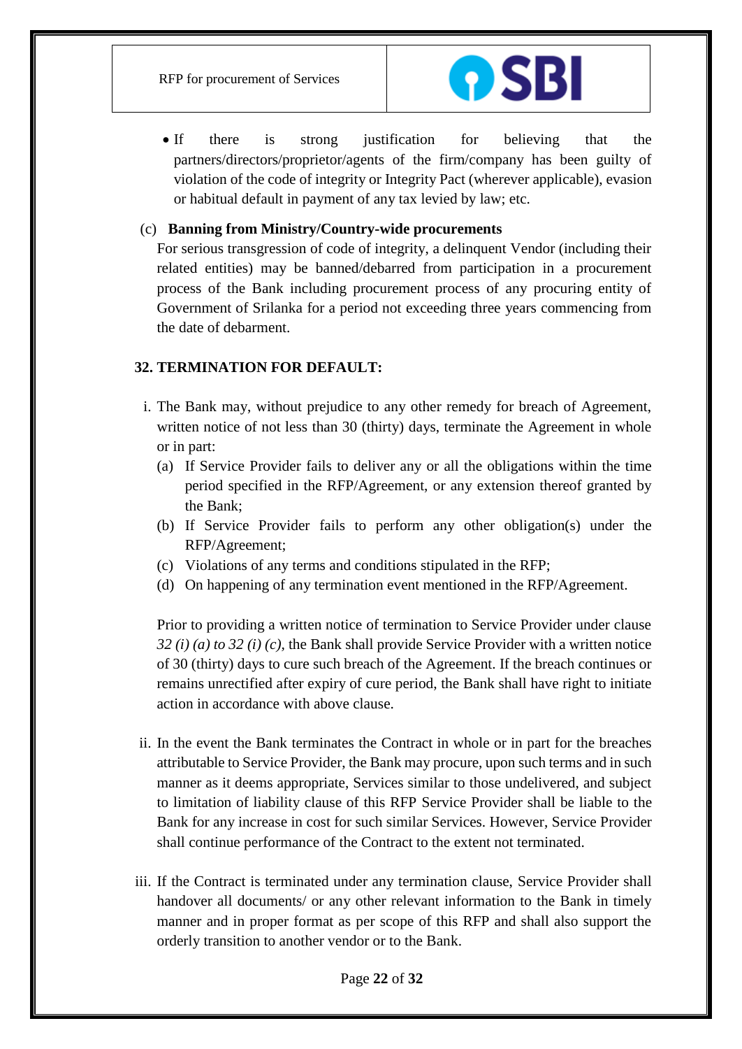- If there is strong justification for believing that the partners/directors/proprietor/agents of the firm/company has been guilty of violation of the code of integrity or Integrity Pact (wherever applicable), evasion or habitual default in payment of any tax levied by law; etc.

(c) **Banning from Ministry/Country-wide procurements**

For serious transgression of code of integrity, a delinquent Vendor (including their related entities) may be banned/debarred from participation in a procurement process of the Bank including procurement process of any procuring entity of Government of Srilanka for a period not exceeding three years commencing from the date of debarment.

## 32. TERMINATION FOR DEFAULT:

i. The Bank may, without prejudice to any other remedy for breach of Agreement, written notice of not less than 30 (thirty) days, terminate the Agreement in whole or in part:
   (a) If Service Provider fails to deliver any or all the obligations within the time period specified in the RFP/Agreement, or any extension thereof granted by the Bank;
   (b) If Service Provider fails to perform any other obligation(s) under the RFP/Agreement;
   (c) Violations of any terms and conditions stipulated in the RFP;
   (d) On happening of any termination event mentioned in the RFP/Agreement.

   Prior to providing a written notice of termination to Service Provider under clause *32 (i) (a) to 32 (i) (c),* the Bank shall provide Service Provider with a written notice of 30 (thirty) days to cure such breach of the Agreement. If the breach continues or remains unrectified after expiry of cure period, the Bank shall have right to initiate action in accordance with above clause.

ii. In the event the Bank terminates the Contract in whole or in part for the breaches attributable to Service Provider, the Bank may procure, upon such terms and in such manner as it deems appropriate, Services similar to those undelivered, and subject to limitation of liability clause of this RFP Service Provider shall be liable to the Bank for any increase in cost for such similar Services. However, Service Provider shall continue performance of the Contract to the extent not terminated.

iii. If the Contract is terminated under any termination clause, Service Provider shall handover all documents/ or any other relevant information to the Bank in timely manner and in proper format as per scope of this RFP and shall also support the orderly transition to another vendor or to the Bank.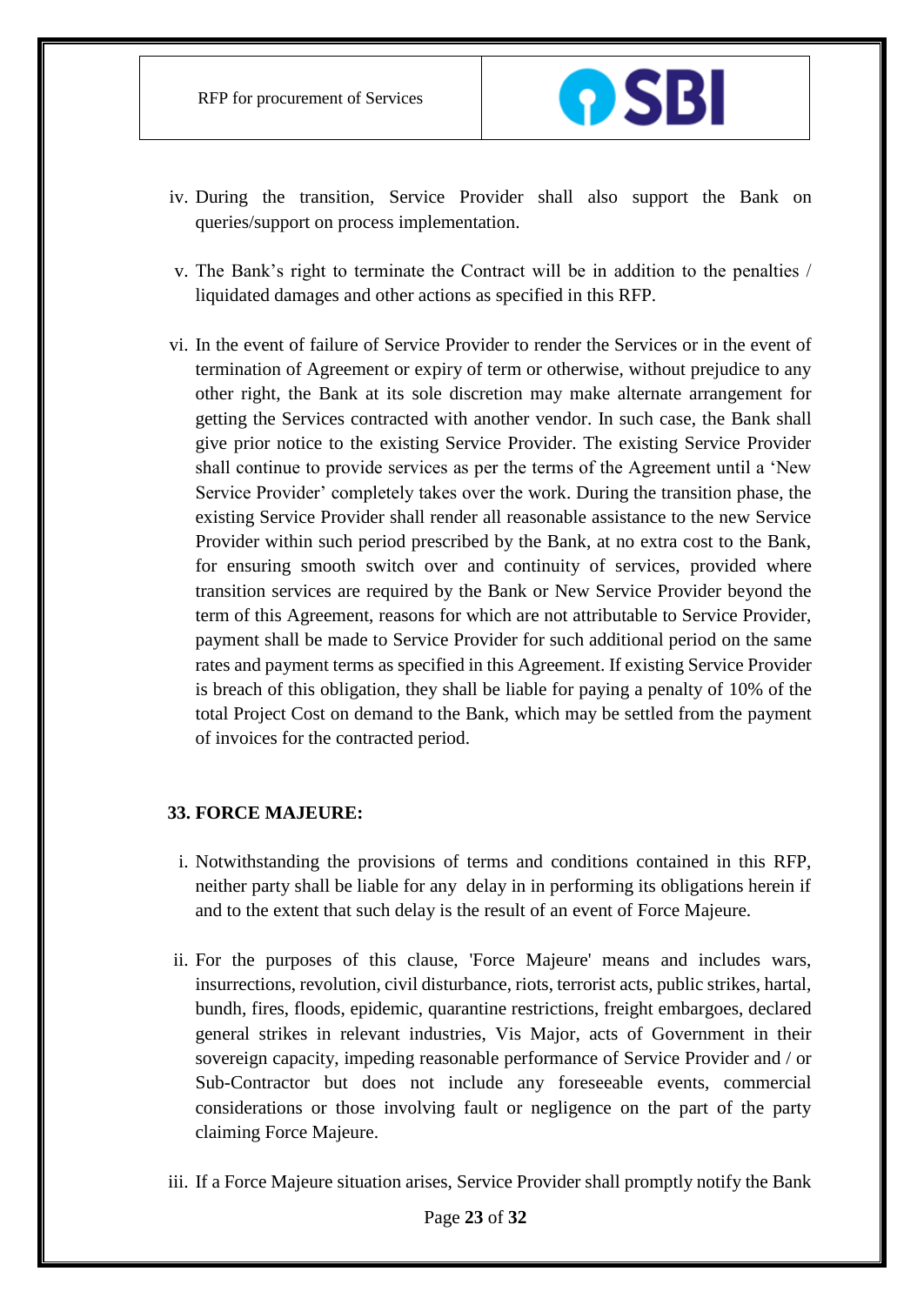iv. During the transition, Service Provider shall also support the Bank on queries/support on process implementation.

v. The Bank's right to terminate the Contract will be in addition to the penalties / liquidated damages and other actions as specified in this RFP.

vi. In the event of failure of Service Provider to render the Services or in the event of termination of Agreement or expiry of term or otherwise, without prejudice to any other right, the Bank at its sole discretion may make alternate arrangement for getting the Services contracted with another vendor. In such case, the Bank shall give prior notice to the existing Service Provider. The existing Service Provider shall continue to provide services as per the terms of the Agreement until a 'New Service Provider' completely takes over the work. During the transition phase, the existing Service Provider shall render all reasonable assistance to the new Service Provider within such period prescribed by the Bank, at no extra cost to the Bank, for ensuring smooth switch over and continuity of services, provided where transition services are required by the Bank or New Service Provider beyond the term of this Agreement, reasons for which are not attributable to Service Provider, payment shall be made to Service Provider for such additional period on the same rates and payment terms as specified in this Agreement. If existing Service Provider is breach of this obligation, they shall be liable for paying a penalty of 10% of the total Project Cost on demand to the Bank, which may be settled from the payment of invoices for the contracted period.

## 33. FORCE MAJEURE:

i. Notwithstanding the provisions of terms and conditions contained in this RFP, neither party shall be liable for any delay in in performing its obligations herein if and to the extent that such delay is the result of an event of Force Majeure.

ii. For the purposes of this clause, 'Force Majeure' means and includes wars, insurrections, revolution, civil disturbance, riots, terrorist acts, public strikes, hartal, bundh, fires, floods, epidemic, quarantine restrictions, freight embargoes, declared general strikes in relevant industries, Vis Major, acts of Government in their sovereign capacity, impeding reasonable performance of Service Provider and / or Sub-Contractor but does not include any foreseeable events, commercial considerations or those involving fault or negligence on the part of the party claiming Force Majeure.

iii. If a Force Majeure situation arises, Service Provider shall promptly notify the Bank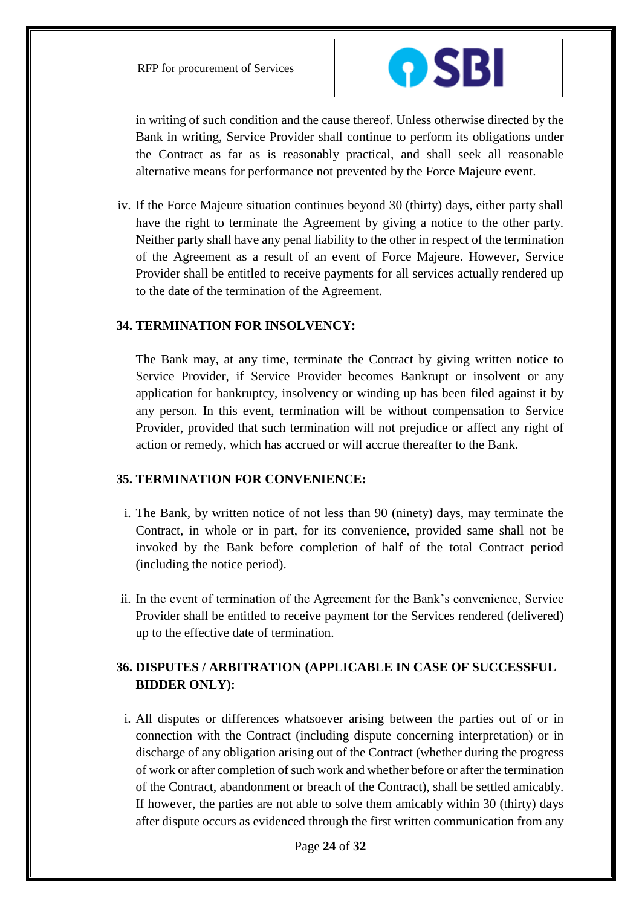in writing of such condition and the cause thereof. Unless otherwise directed by the Bank in writing, Service Provider shall continue to perform its obligations under the Contract as far as is reasonably practical, and shall seek all reasonable alternative means for performance not prevented by the Force Majeure event.

iv. If the Force Majeure situation continues beyond 30 (thirty) days, either party shall have the right to terminate the Agreement by giving a notice to the other party. Neither party shall have any penal liability to the other in respect of the termination of the Agreement as a result of an event of Force Majeure. However, Service Provider shall be entitled to receive payments for all services actually rendered up to the date of the termination of the Agreement.

## 34. TERMINATION FOR INSOLVENCY:

The Bank may, at any time, terminate the Contract by giving written notice to Service Provider, if Service Provider becomes Bankrupt or insolvent or any application for bankruptcy, insolvency or winding up has been filed against it by any person. In this event, termination will be without compensation to Service Provider, provided that such termination will not prejudice or affect any right of action or remedy, which has accrued or will accrue thereafter to the Bank.

## 35. TERMINATION FOR CONVENIENCE:

i. The Bank, by written notice of not less than 90 (ninety) days, may terminate the Contract, in whole or in part, for its convenience, provided same shall not be invoked by the Bank before completion of half of the total Contract period (including the notice period).

ii. In the event of termination of the Agreement for the Bank's convenience, Service Provider shall be entitled to receive payment for the Services rendered (delivered) up to the effective date of termination.

## 36. DISPUTES / ARBITRATION (APPLICABLE IN CASE OF SUCCESSFUL BIDDER ONLY):

i. All disputes or differences whatsoever arising between the parties out of or in connection with the Contract (including dispute concerning interpretation) or in discharge of any obligation arising out of the Contract (whether during the progress of work or after completion of such work and whether before or after the termination of the Contract, abandonment or breach of the Contract), shall be settled amicably. If however, the parties are not able to solve them amicably within 30 (thirty) days after dispute occurs as evidenced through the first written communication from any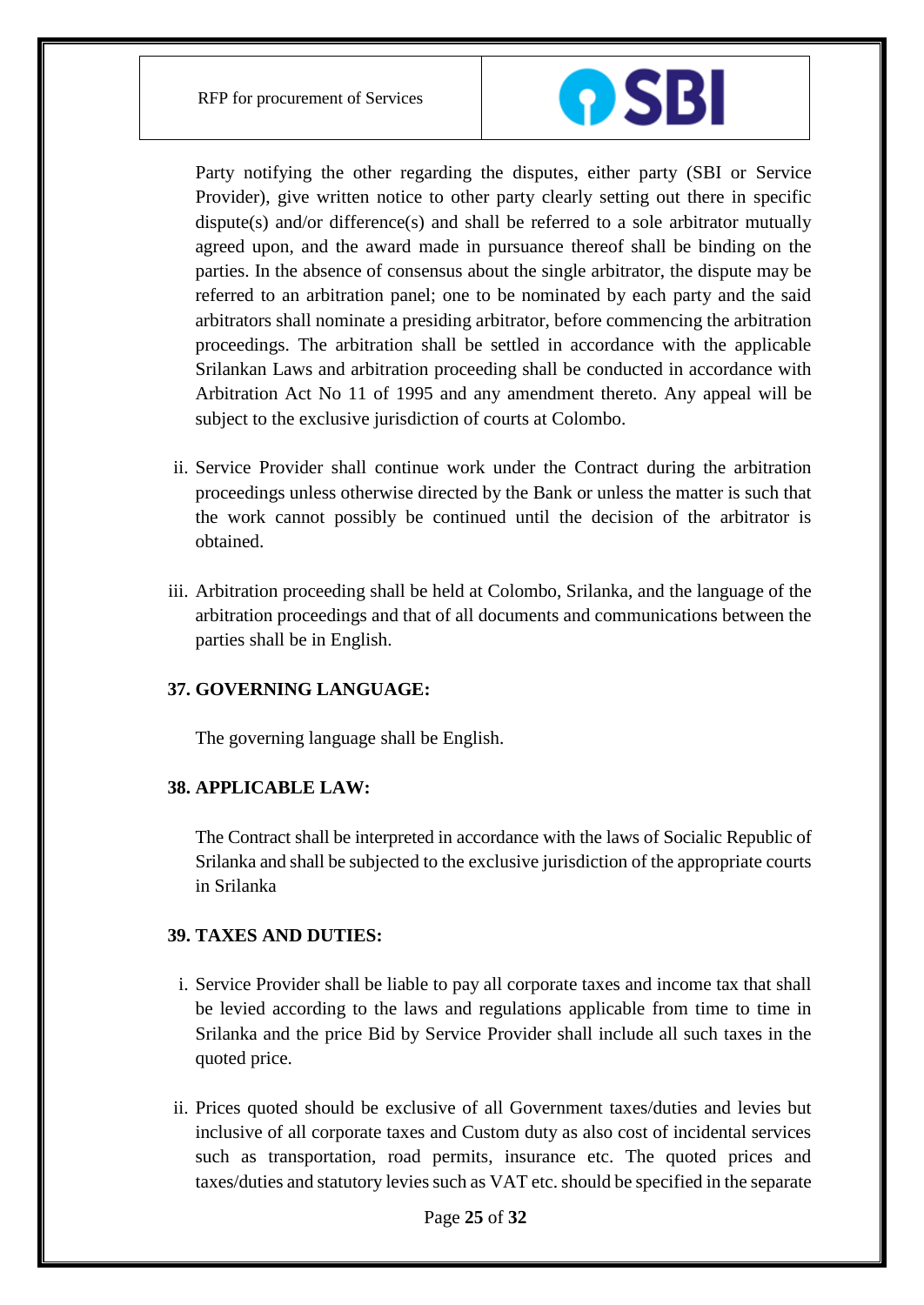Party notifying the other regarding the disputes, either party (SBI or Service Provider), give written notice to other party clearly setting out there in specific dispute(s) and/or difference(s) and shall be referred to a sole arbitrator mutually agreed upon, and the award made in pursuance thereof shall be binding on the parties. In the absence of consensus about the single arbitrator, the dispute may be referred to an arbitration panel; one to be nominated by each party and the said arbitrators shall nominate a presiding arbitrator, before commencing the arbitration proceedings. The arbitration shall be settled in accordance with the applicable Srilankan Laws and arbitration proceeding shall be conducted in accordance with Arbitration Act No 11 of 1995 and any amendment thereto. Any appeal will be subject to the exclusive jurisdiction of courts at Colombo.

ii. Service Provider shall continue work under the Contract during the arbitration proceedings unless otherwise directed by the Bank or unless the matter is such that the work cannot possibly be continued until the decision of the arbitrator is obtained.

iii. Arbitration proceeding shall be held at Colombo, Srilanka, and the language of the arbitration proceedings and that of all documents and communications between the parties shall be in English.

### 37. GOVERNING LANGUAGE:

The governing language shall be English.

### 38. APPLICABLE LAW:

The Contract shall be interpreted in accordance with the laws of Socialic Republic of Srilanka and shall be subjected to the exclusive jurisdiction of the appropriate courts in Srilanka

### 39. TAXES AND DUTIES:

i. Service Provider shall be liable to pay all corporate taxes and income tax that shall be levied according to the laws and regulations applicable from time to time in Srilanka and the price Bid by Service Provider shall include all such taxes in the quoted price.

ii. Prices quoted should be exclusive of all Government taxes/duties and levies but inclusive of all corporate taxes and Custom duty as also cost of incidental services such as transportation, road permits, insurance etc. The quoted prices and taxes/duties and statutory levies such as VAT etc. should be specified in the separate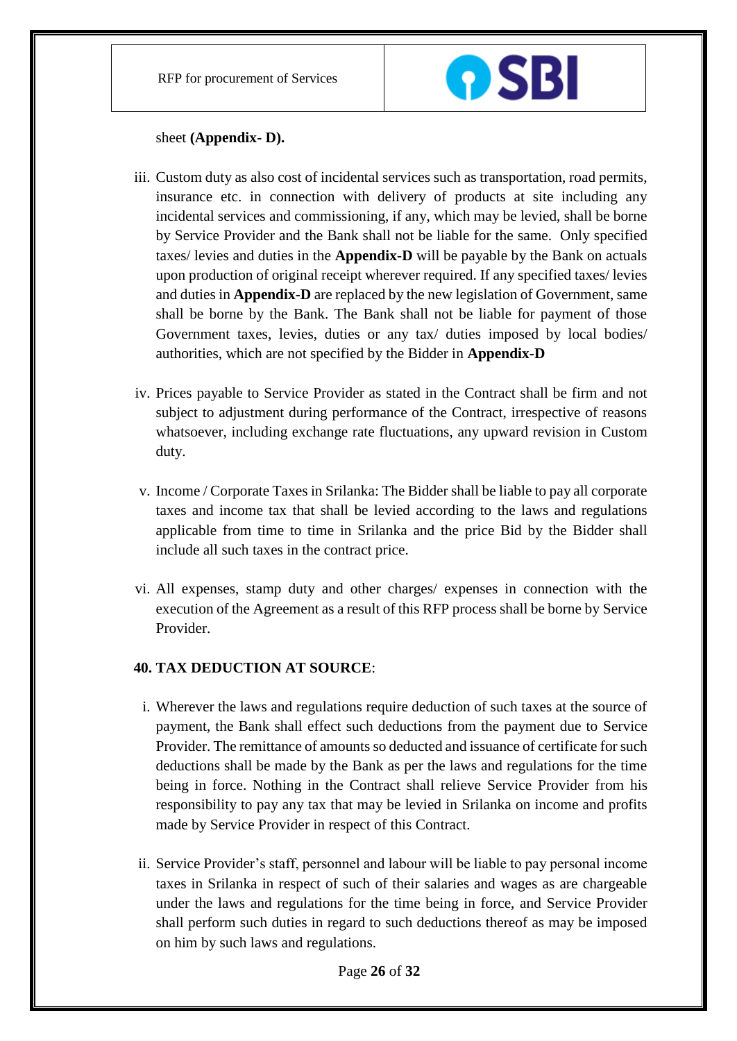sheet **(Appendix- D).**

iii. Custom duty as also cost of incidental services such as transportation, road permits, insurance etc. in connection with delivery of products at site including any incidental services and commissioning, if any, which may be levied, shall be borne by Service Provider and the Bank shall not be liable for the same. Only specified taxes/ levies and duties in the **Appendix-D** will be payable by the Bank on actuals upon production of original receipt wherever required. If any specified taxes/ levies and duties in **Appendix-D** are replaced by the new legislation of Government, same shall be borne by the Bank. The Bank shall not be liable for payment of those Government taxes, levies, duties or any tax/ duties imposed by local bodies/ authorities, which are not specified by the Bidder in **Appendix-D**

iv. Prices payable to Service Provider as stated in the Contract shall be firm and not subject to adjustment during performance of the Contract, irrespective of reasons whatsoever, including exchange rate fluctuations, any upward revision in Custom duty.

v. Income / Corporate Taxes in Srilanka: The Bidder shall be liable to pay all corporate taxes and income tax that shall be levied according to the laws and regulations applicable from time to time in Srilanka and the price Bid by the Bidder shall include all such taxes in the contract price.

vi. All expenses, stamp duty and other charges/ expenses in connection with the execution of the Agreement as a result of this RFP process shall be borne by Service Provider.

**40. TAX DEDUCTION AT SOURCE**:

i. Wherever the laws and regulations require deduction of such taxes at the source of payment, the Bank shall effect such deductions from the payment due to Service Provider. The remittance of amounts so deducted and issuance of certificate for such deductions shall be made by the Bank as per the laws and regulations for the time being in force. Nothing in the Contract shall relieve Service Provider from his responsibility to pay any tax that may be levied in Srilanka on income and profits made by Service Provider in respect of this Contract.

ii. Service Provider's staff, personnel and labour will be liable to pay personal income taxes in Srilanka in respect of such of their salaries and wages as are chargeable under the laws and regulations for the time being in force, and Service Provider shall perform such duties in regard to such deductions thereof as may be imposed on him by such laws and regulations.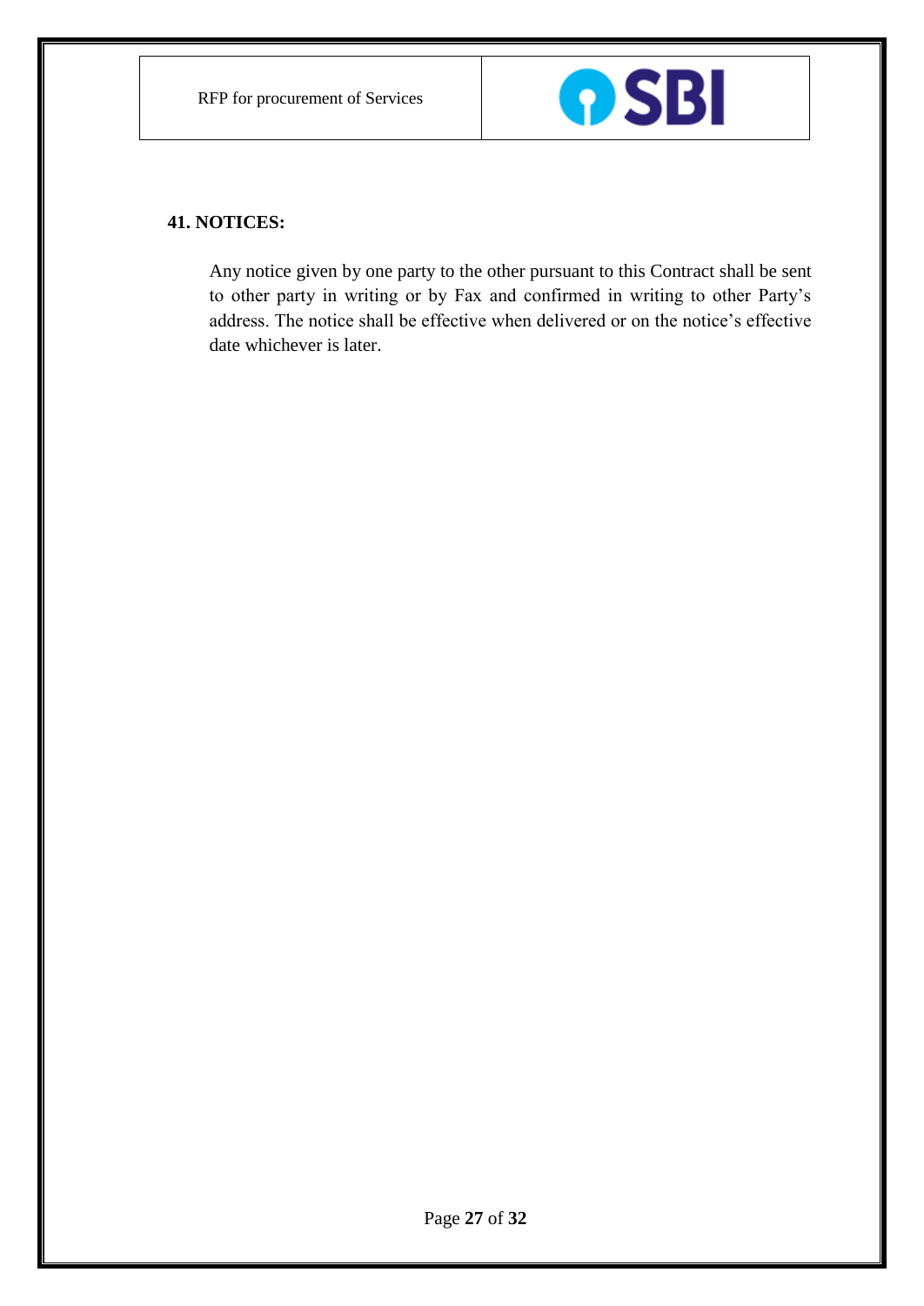**41. NOTICES:**

Any notice given by one party to the other pursuant to this Contract shall be sent to other party in writing or by Fax and confirmed in writing to other Party's address. The notice shall be effective when delivered or on the notice's effective date whichever is later.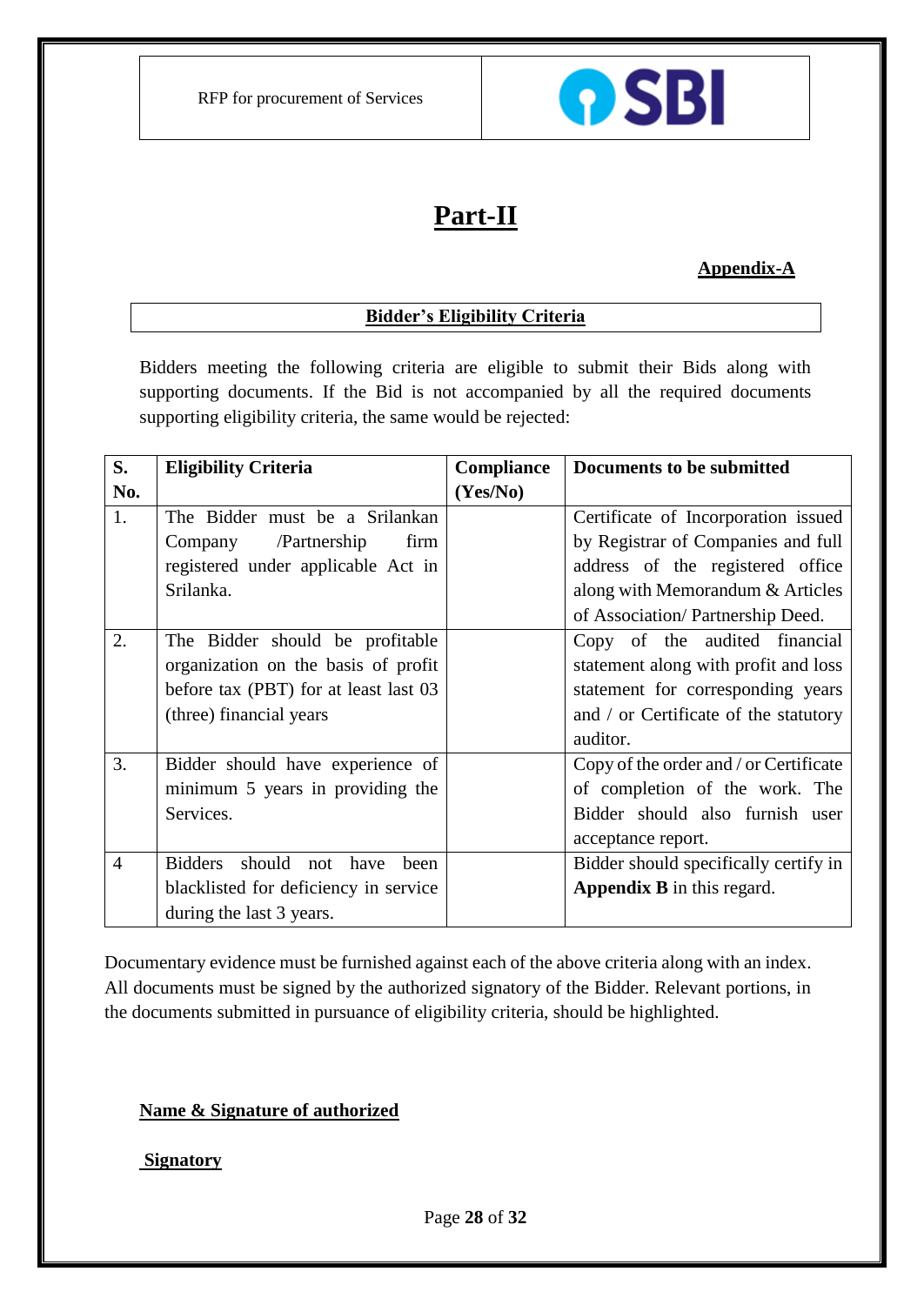# Part-II

**Appendix-A**

**Bidder's Eligibility Criteria**

Bidders meeting the following criteria are eligible to submit their Bids along with supporting documents. If the Bid is not accompanied by all the required documents supporting eligibility criteria, the same would be rejected:

| S. No. | Eligibility Criteria | Compliance (Yes/No) | Documents to be submitted |
|---|---|---|---|
| 1. | The Bidder must be a Srilankan Company /Partnership firm registered under applicable Act in Srilanka. | | Certificate of Incorporation issued by Registrar of Companies and full address of the registered office along with Memorandum & Articles of Association/ Partnership Deed. |
| 2. | The Bidder should be profitable organization on the basis of profit before tax (PBT) for at least last 03 (three) financial years | | Copy of the audited financial statement along with profit and loss statement for corresponding years and / or Certificate of the statutory auditor. |
| 3. | Bidder should have experience of minimum 5 years in providing the Services. | | Copy of the order and / or Certificate of completion of the work. The Bidder should also furnish user acceptance report. |
| 4 | Bidders should not have been blacklisted for deficiency in service during the last 3 years. | | Bidder should specifically certify in **Appendix B** in this regard. |

Documentary evidence must be furnished against each of the above criteria along with an index. All documents must be signed by the authorized signatory of the Bidder. Relevant portions, in the documents submitted in pursuance of eligibility criteria, should be highlighted.

**Name & Signature of authorized**

**Signatory**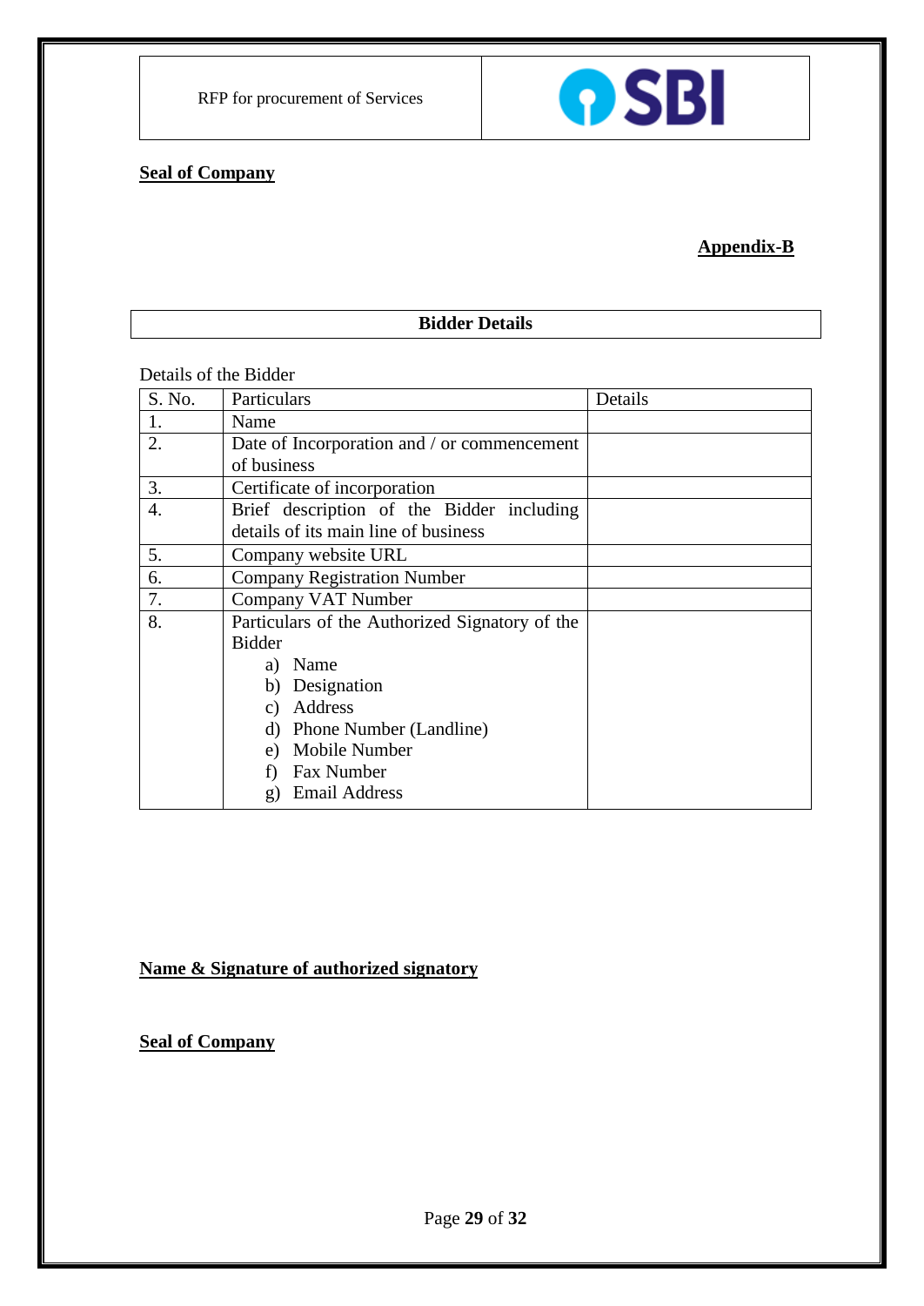**Seal of Company**

**Appendix-B**

**Bidder Details**

Details of the Bidder

| S. No. | Particulars | Details |
|---|---|---|
| 1. | Name | |
| 2. | Date of Incorporation and / or commencement of business | |
| 3. | Certificate of incorporation | |
| 4. | Brief description of the Bidder including details of its main line of business | |
| 5. | Company website URL | |
| 6. | Company Registration Number | |
| 7. | Company VAT Number | |
| 8. | Particulars of the Authorized Signatory of the Bidder<br>a) Name<br>b) Designation<br>c) Address<br>d) Phone Number (Landline)<br>e) Mobile Number<br>f) Fax Number<br>g) Email Address | |

**Name & Signature of authorized signatory**

**Seal of Company**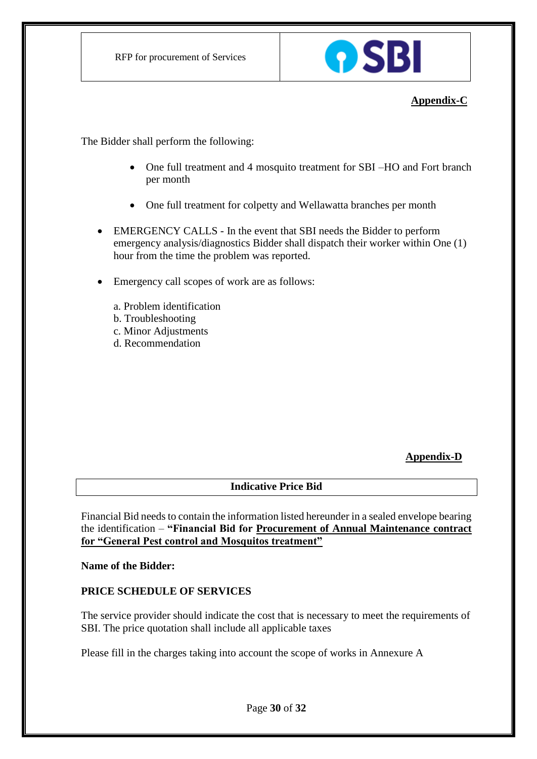**Appendix-C**

The Bidder shall perform the following:

- One full treatment and 4 mosquito treatment for SBI –HO and Fort branch per month
- One full treatment for colpetty and Wellawatta branches per month

- EMERGENCY CALLS - In the event that SBI needs the Bidder to perform emergency analysis/diagnostics Bidder shall dispatch their worker within One (1) hour from the time the problem was reported.
- Emergency call scopes of work are as follows:

a. Problem identification
b. Troubleshooting
c. Minor Adjustments
d. Recommendation

**Appendix-D**

| **Indicative Price Bid** |
|---|

Financial Bid needs to contain the information listed hereunder in a sealed envelope bearing the identification – **"Financial Bid for Procurement of Annual Maintenance contract for "General Pest control and Mosquitos treatment"**

**Name of the Bidder:**

**PRICE SCHEDULE OF SERVICES**

The service provider should indicate the cost that is necessary to meet the requirements of SBI. The price quotation shall include all applicable taxes

Please fill in the charges taking into account the scope of works in Annexure A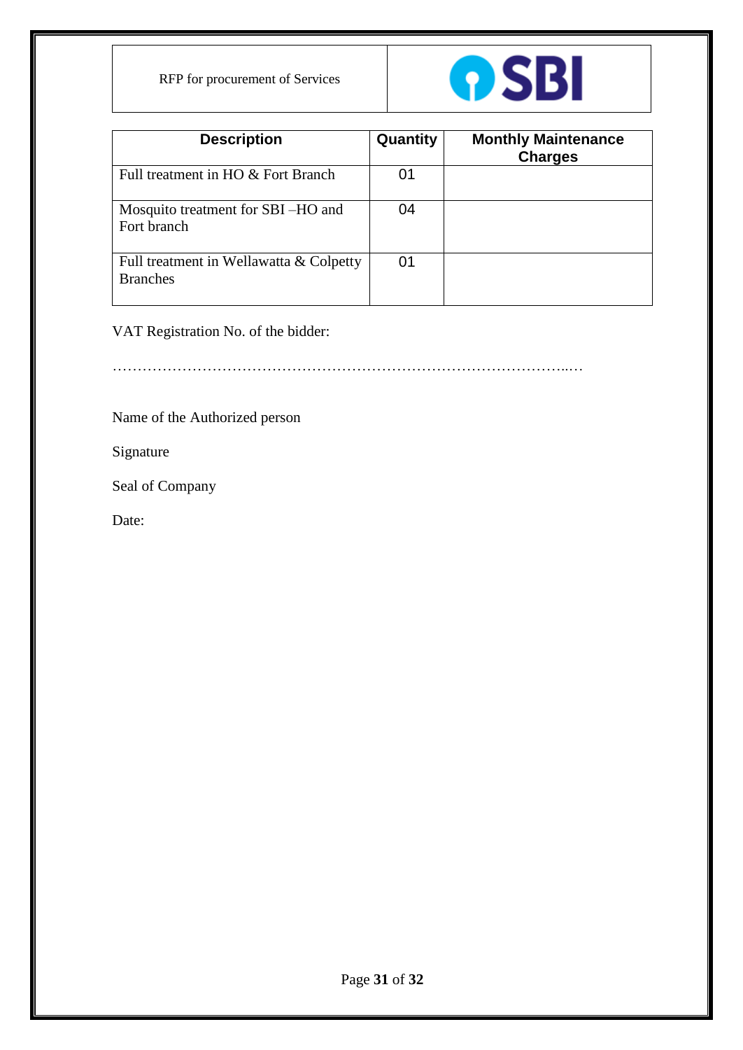| Description | Quantity | Monthly Maintenance Charges |
|---|---|---|
| Full treatment in HO & Fort Branch | 01 | |
| Mosquito treatment for SBI –HO and Fort branch | 04 | |
| Full treatment in Wellawatta & Colpetty Branches | 01 | |

VAT Registration No. of the bidder:

……………………………………………………………………………………..…

Name of the Authorized person

Signature

Seal of Company

Date: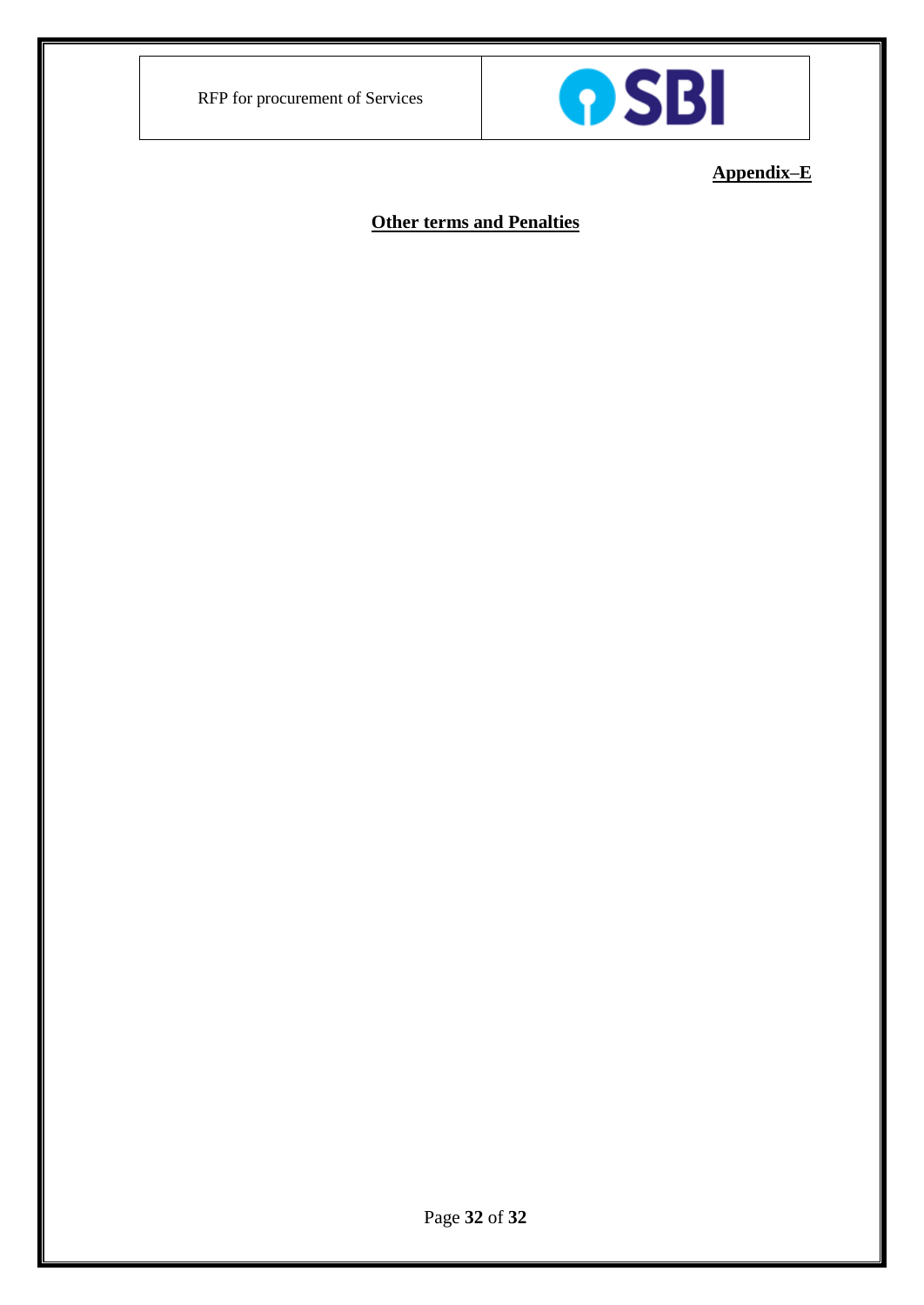**Appendix–E**

## Other terms and Penalties